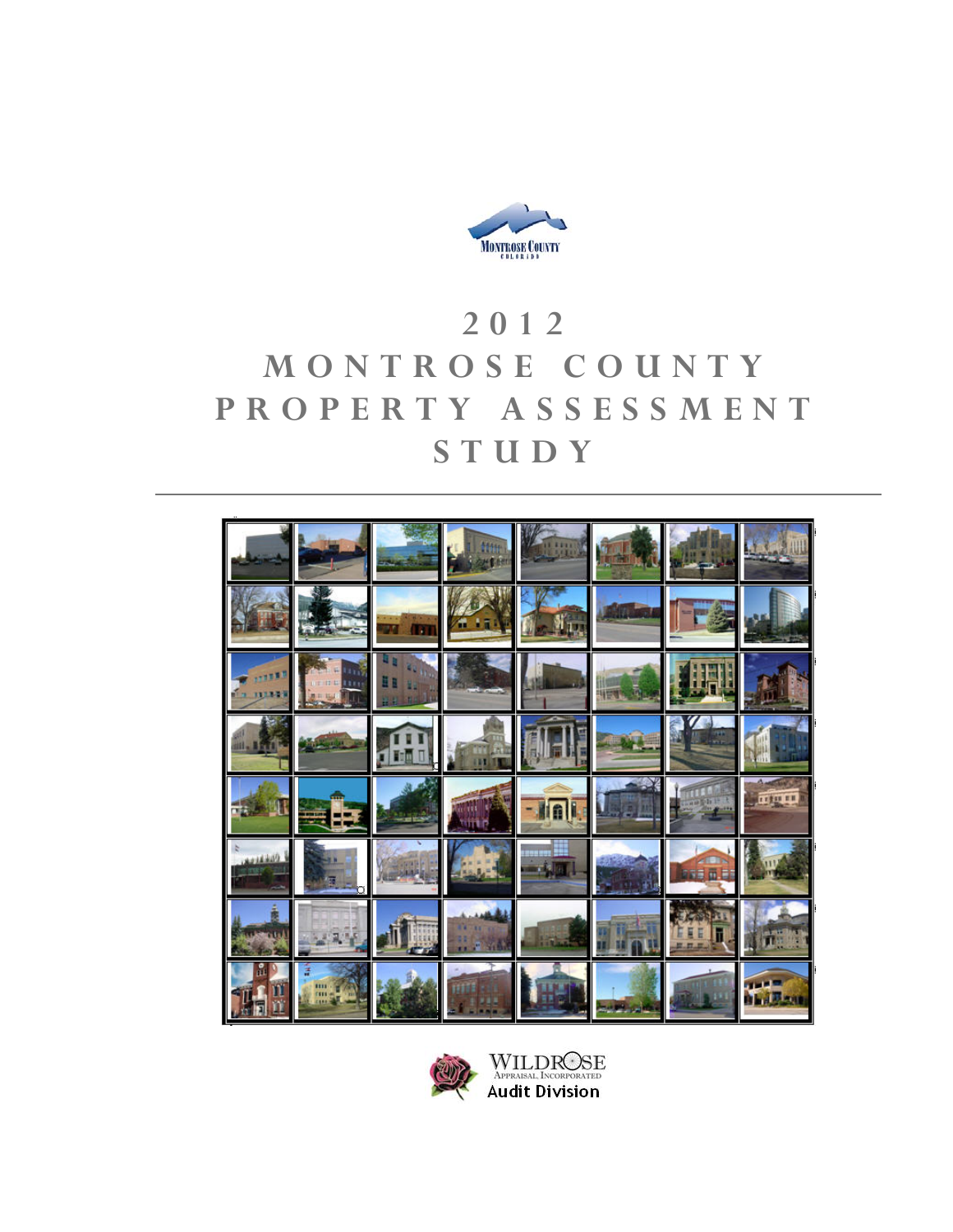Montrose County
Colorado

# 2012 MONTROSE COUNTY PROPERTY ASSESSMENT STUDY

Wildrose Appraisal, Incorporated
Audit Division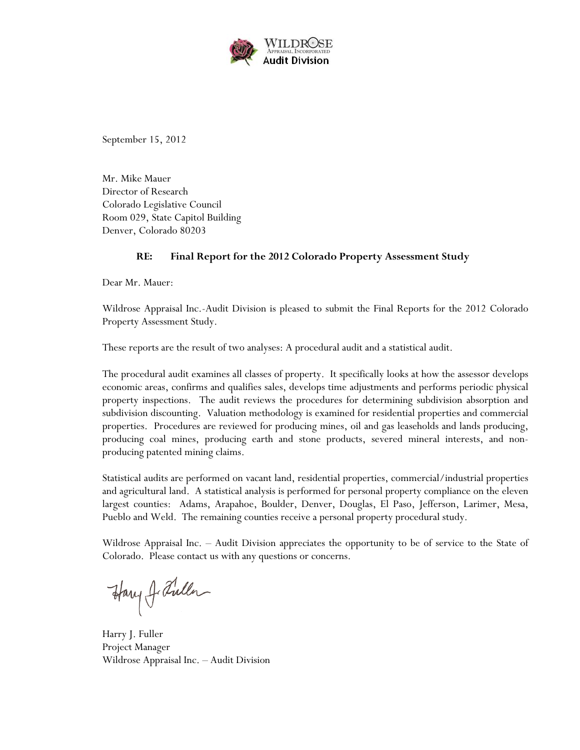Wildrose Appraisal, Incorporated
Audit Division

September 15, 2012

Mr. Mike Mauer
Director of Research
Colorado Legislative Council
Room 029, State Capitol Building
Denver, Colorado 80203

**RE: Final Report for the 2012 Colorado Property Assessment Study**

Dear Mr. Mauer:

Wildrose Appraisal Inc.-Audit Division is pleased to submit the Final Reports for the 2012 Colorado Property Assessment Study.

These reports are the result of two analyses: A procedural audit and a statistical audit.

The procedural audit examines all classes of property. It specifically looks at how the assessor develops economic areas, confirms and qualifies sales, develops time adjustments and performs periodic physical property inspections. The audit reviews the procedures for determining subdivision absorption and subdivision discounting. Valuation methodology is examined for residential properties and commercial properties. Procedures are reviewed for producing mines, oil and gas leaseholds and lands producing, producing coal mines, producing earth and stone products, severed mineral interests, and non-producing patented mining claims.

Statistical audits are performed on vacant land, residential properties, commercial/industrial properties and agricultural land. A statistical analysis is performed for personal property compliance on the eleven largest counties: Adams, Arapahoe, Boulder, Denver, Douglas, El Paso, Jefferson, Larimer, Mesa, Pueblo and Weld. The remaining counties receive a personal property procedural study.

Wildrose Appraisal Inc. – Audit Division appreciates the opportunity to be of service to the State of Colorado. Please contact us with any questions or concerns.

Harry J. Fuller
Project Manager
Wildrose Appraisal Inc. – Audit Division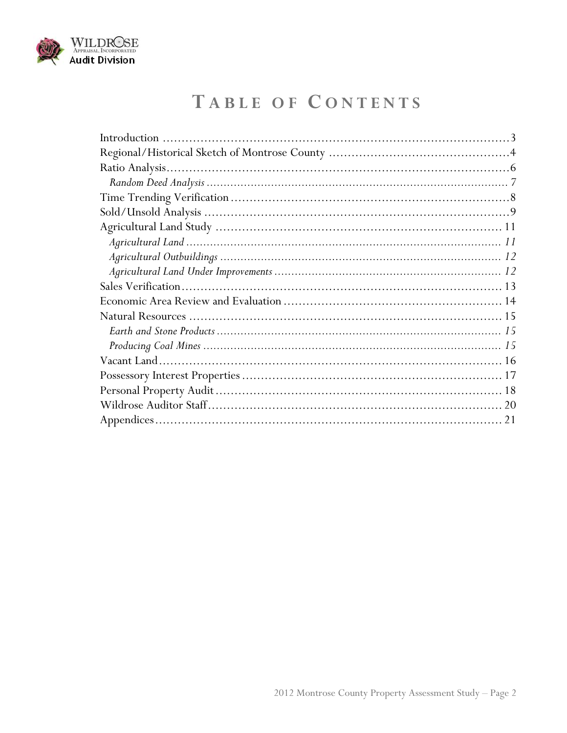# Table of Contents

Introduction .......................................................................................3
Regional/Historical Sketch of Montrose County ..........................................4
Ratio Analysis.......................................................................................6
*Random Deed Analysis* ........................................................................7
Time Trending Verification .....................................................................8
Sold/Unsold Analysis ............................................................................9
Agricultural Land Study ........................................................................11
*Agricultural Land* ..............................................................................11
*Agricultural Outbuildings* ....................................................................12
*Agricultural Land Under Improvements* .................................................12
Sales Verification..................................................................................13
Economic Area Review and Evaluation .....................................................14
Natural Resources ................................................................................15
*Earth and Stone Products* ....................................................................15
*Producing Coal Mines* .........................................................................15
Vacant Land........................................................................................16
Possessory Interest Properties ................................................................17
Personal Property Audit ........................................................................18
Wildrose Auditor Staff...........................................................................20
Appendices..........................................................................................21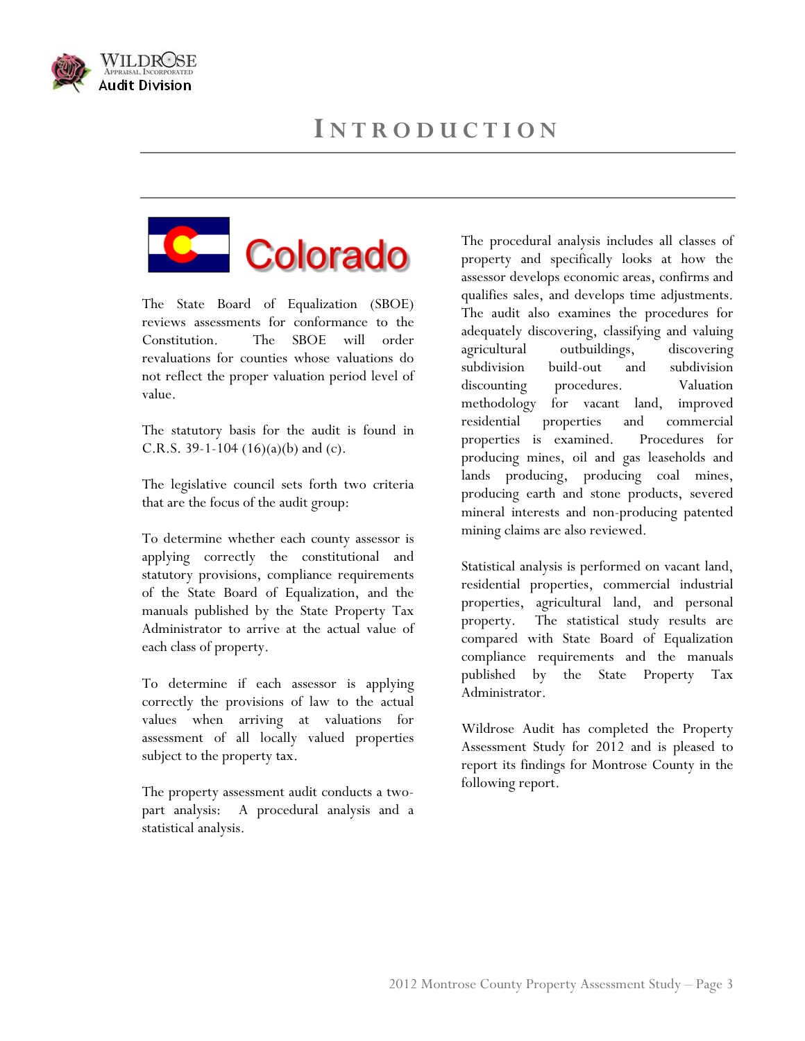# INTRODUCTION

Colorado

The State Board of Equalization (SBOE) reviews assessments for conformance to the Constitution. The SBOE will order revaluations for counties whose valuations do not reflect the proper valuation period level of value.

The statutory basis for the audit is found in C.R.S. 39-1-104 (16)(a)(b) and (c).

The legislative council sets forth two criteria that are the focus of the audit group:

To determine whether each county assessor is applying correctly the constitutional and statutory provisions, compliance requirements of the State Board of Equalization, and the manuals published by the State Property Tax Administrator to arrive at the actual value of each class of property.

To determine if each assessor is applying correctly the provisions of law to the actual values when arriving at valuations for assessment of all locally valued properties subject to the property tax.

The property assessment audit conducts a two-part analysis: A procedural analysis and a statistical analysis.

The procedural analysis includes all classes of property and specifically looks at how the assessor develops economic areas, confirms and qualifies sales, and develops time adjustments. The audit also examines the procedures for adequately discovering, classifying and valuing agricultural outbuildings, discovering subdivision build-out and subdivision discounting procedures. Valuation methodology for vacant land, improved residential properties and commercial properties is examined. Procedures for producing mines, oil and gas leaseholds and lands producing, producing coal mines, producing earth and stone products, severed mineral interests and non-producing patented mining claims are also reviewed.

Statistical analysis is performed on vacant land, residential properties, commercial industrial properties, agricultural land, and personal property. The statistical study results are compared with State Board of Equalization compliance requirements and the manuals published by the State Property Tax Administrator.

Wildrose Audit has completed the Property Assessment Study for 2012 and is pleased to report its findings for Montrose County in the following report.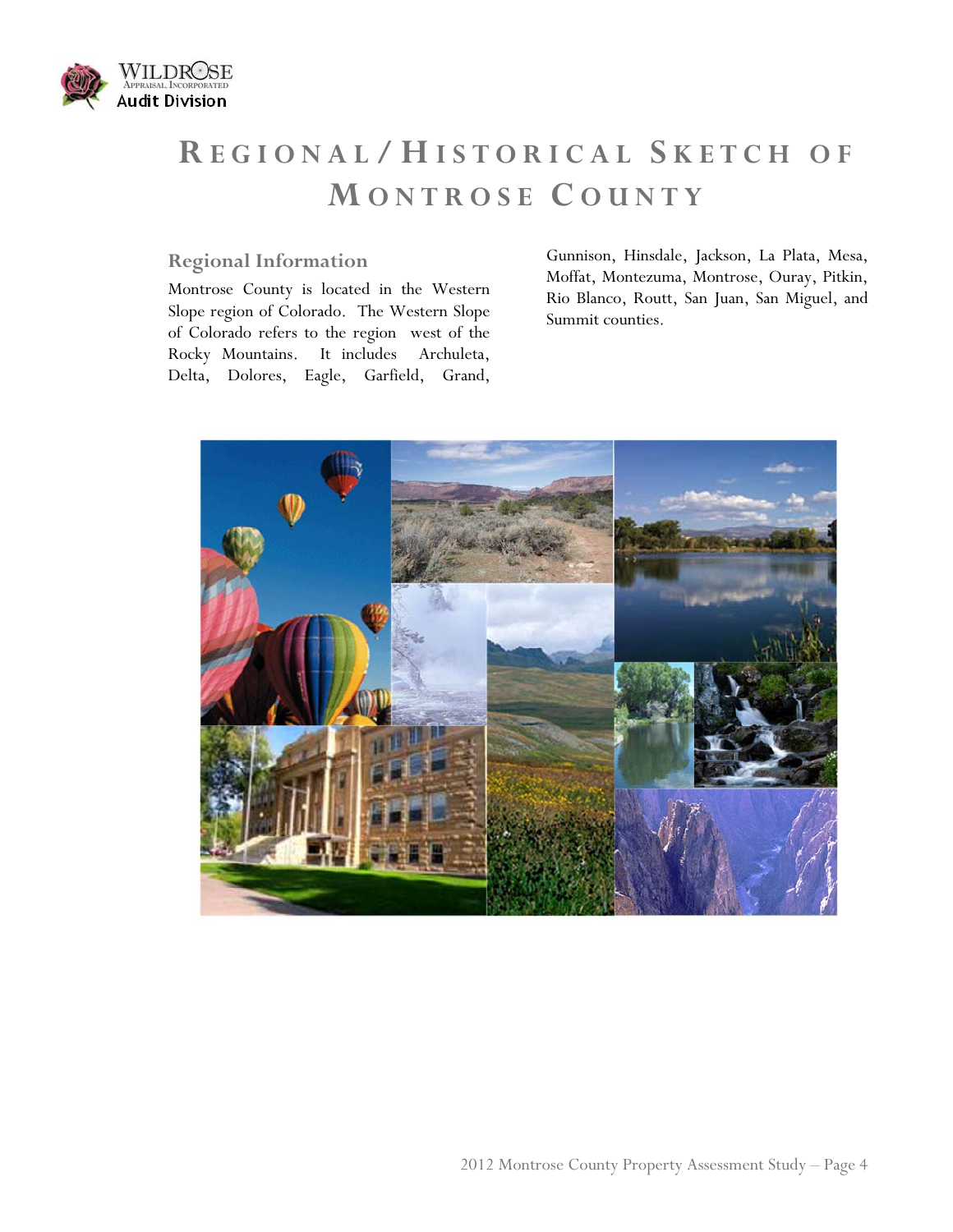# Regional/Historical Sketch of Montrose County

## Regional Information

Montrose County is located in the Western Slope region of Colorado. The Western Slope of Colorado refers to the region west of the Rocky Mountains. It includes Archuleta, Delta, Dolores, Eagle, Garfield, Grand, Gunnison, Hinsdale, Jackson, La Plata, Mesa, Moffat, Montezuma, Montrose, Ouray, Pitkin, Rio Blanco, Routt, San Juan, San Miguel, and Summit counties.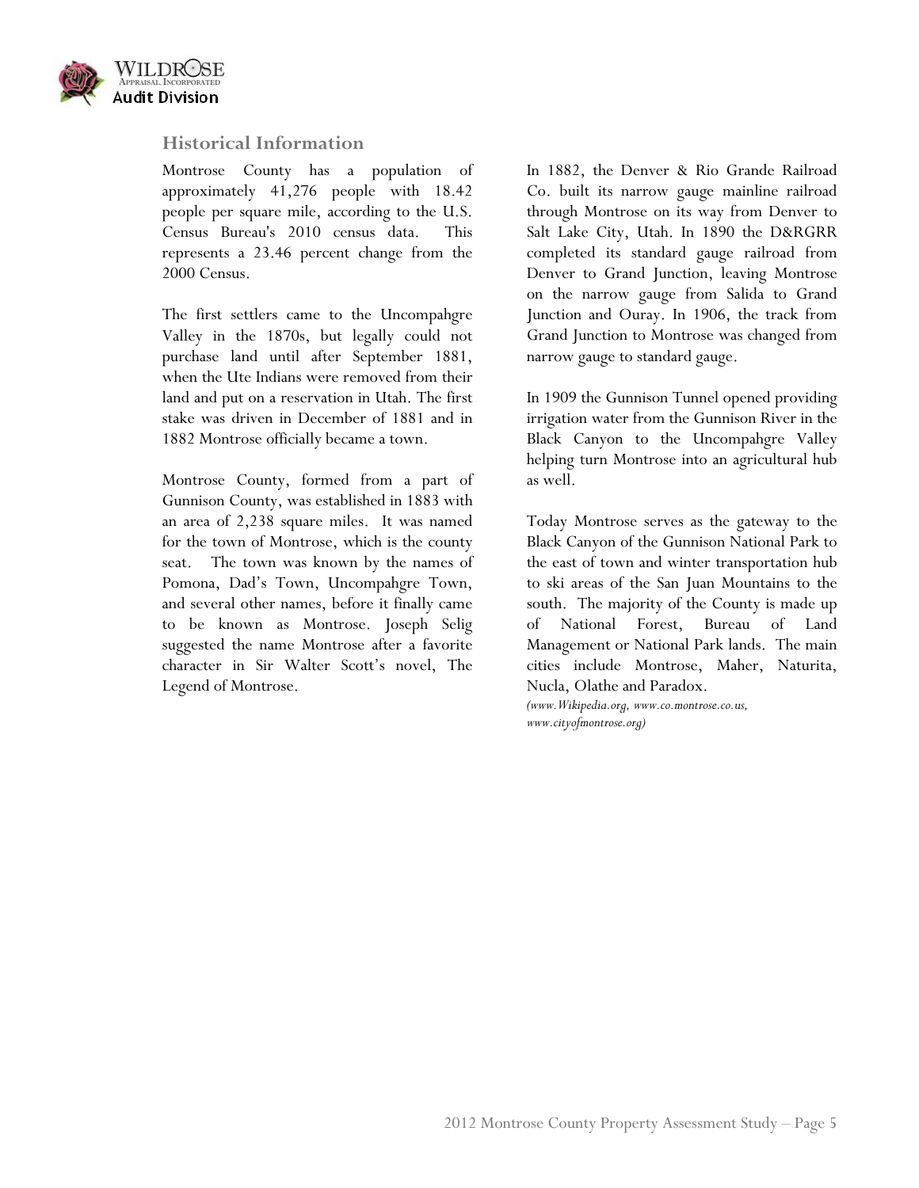## Historical Information

Montrose County has a population of approximately 41,276 people with 18.42 people per square mile, according to the U.S. Census Bureau's 2010 census data. This represents a 23.46 percent change from the 2000 Census.

The first settlers came to the Uncompahgre Valley in the 1870s, but legally could not purchase land until after September 1881, when the Ute Indians were removed from their land and put on a reservation in Utah. The first stake was driven in December of 1881 and in 1882 Montrose officially became a town.

Montrose County, formed from a part of Gunnison County, was established in 1883 with an area of 2,238 square miles. It was named for the town of Montrose, which is the county seat. The town was known by the names of Pomona, Dad's Town, Uncompahgre Town, and several other names, before it finally came to be known as Montrose. Joseph Selig suggested the name Montrose after a favorite character in Sir Walter Scott's novel, The Legend of Montrose.

In 1882, the Denver & Rio Grande Railroad Co. built its narrow gauge mainline railroad through Montrose on its way from Denver to Salt Lake City, Utah. In 1890 the D&RGRR completed its standard gauge railroad from Denver to Grand Junction, leaving Montrose on the narrow gauge from Salida to Grand Junction and Ouray. In 1906, the track from Grand Junction to Montrose was changed from narrow gauge to standard gauge.

In 1909 the Gunnison Tunnel opened providing irrigation water from the Gunnison River in the Black Canyon to the Uncompahgre Valley helping turn Montrose into an agricultural hub as well.

Today Montrose serves as the gateway to the Black Canyon of the Gunnison National Park to the east of town and winter transportation hub to ski areas of the San Juan Mountains to the south. The majority of the County is made up of National Forest, Bureau of Land Management or National Park lands. The main cities include Montrose, Maher, Naturita, Nucla, Olathe and Paradox.

*(www.Wikipedia.org, www.co.montrose.co.us, www.cityofmontrose.org)*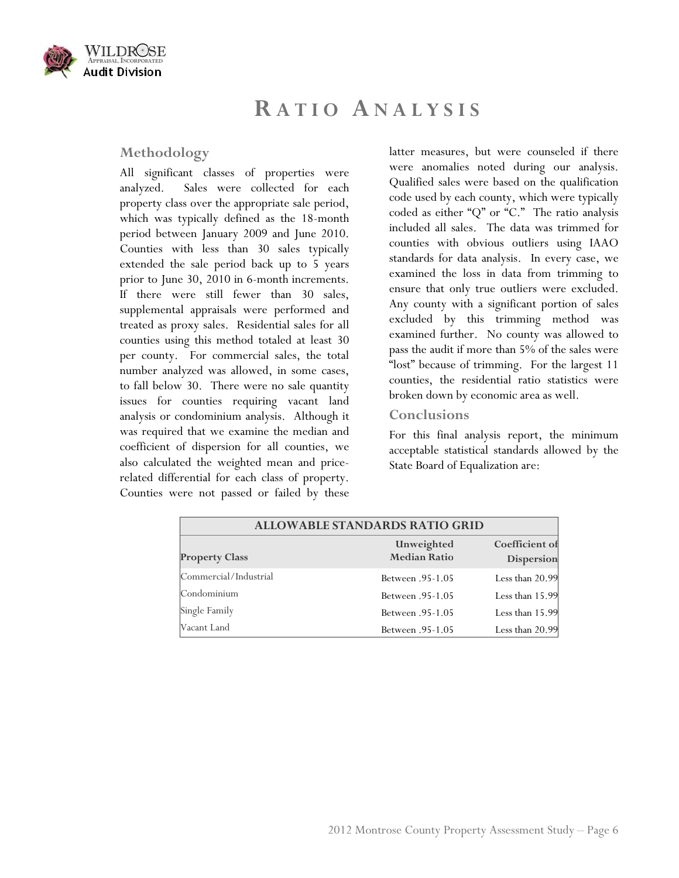# RATIO ANALYSIS

## Methodology

All significant classes of properties were analyzed. Sales were collected for each property class over the appropriate sale period, which was typically defined as the 18-month period between January 2009 and June 2010. Counties with less than 30 sales typically extended the sale period back up to 5 years prior to June 30, 2010 in 6-month increments. If there were still fewer than 30 sales, supplemental appraisals were performed and treated as proxy sales. Residential sales for all counties using this method totaled at least 30 per county. For commercial sales, the total number analyzed was allowed, in some cases, to fall below 30. There were no sale quantity issues for counties requiring vacant land analysis or condominium analysis. Although it was required that we examine the median and coefficient of dispersion for all counties, we also calculated the weighted mean and price-related differential for each class of property. Counties were not passed or failed by these latter measures, but were counseled if there were anomalies noted during our analysis. Qualified sales were based on the qualification code used by each county, which were typically coded as either "Q" or "C." The ratio analysis included all sales. The data was trimmed for counties with obvious outliers using IAAO standards for data analysis. In every case, we examined the loss in data from trimming to ensure that only true outliers were excluded. Any county with a significant portion of sales excluded by this trimming method was examined further. No county was allowed to pass the audit if more than 5% of the sales were "lost" because of trimming. For the largest 11 counties, the residential ratio statistics were broken down by economic area as well.

## Conclusions

For this final analysis report, the minimum acceptable statistical standards allowed by the State Board of Equalization are:

| ALLOWABLE STANDARDS RATIO GRID | | |
|---|---|---|
| **Property Class** | **Unweighted Median Ratio** | **Coefficient of Dispersion** |
| Commercial/Industrial | Between .95-1.05 | Less than 20.99 |
| Condominium | Between .95-1.05 | Less than 15.99 |
| Single Family | Between .95-1.05 | Less than 15.99 |
| Vacant Land | Between .95-1.05 | Less than 20.99 |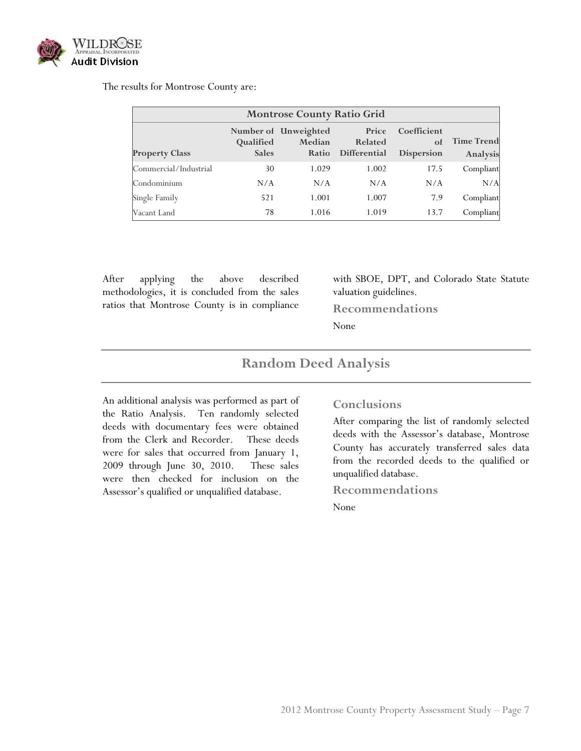The results for Montrose County are:

| Montrose County Ratio Grid | | | | | |
|---|---|---|---|---|---|
| Property Class | Number of Qualified Sales | Unweighted Median Ratio | Price Related Differential | Coefficient of Dispersion | Time Trend Analysis |
| Commercial/Industrial | 30 | 1.029 | 1.002 | 17.5 | Compliant |
| Condominium | N/A | N/A | N/A | N/A | N/A |
| Single Family | 521 | 1.001 | 1.007 | 7.9 | Compliant |
| Vacant Land | 78 | 1.016 | 1.019 | 13.7 | Compliant |

After applying the above described methodologies, it is concluded from the sales ratios that Montrose County is in compliance with SBOE, DPT, and Colorado State Statute valuation guidelines.

### Recommendations

None

## Random Deed Analysis

An additional analysis was performed as part of the Ratio Analysis. Ten randomly selected deeds with documentary fees were obtained from the Clerk and Recorder. These deeds were for sales that occurred from January 1, 2009 through June 30, 2010. These sales were then checked for inclusion on the Assessor's qualified or unqualified database.

### Conclusions

After comparing the list of randomly selected deeds with the Assessor's database, Montrose County has accurately transferred sales data from the recorded deeds to the qualified or unqualified database.

### Recommendations

None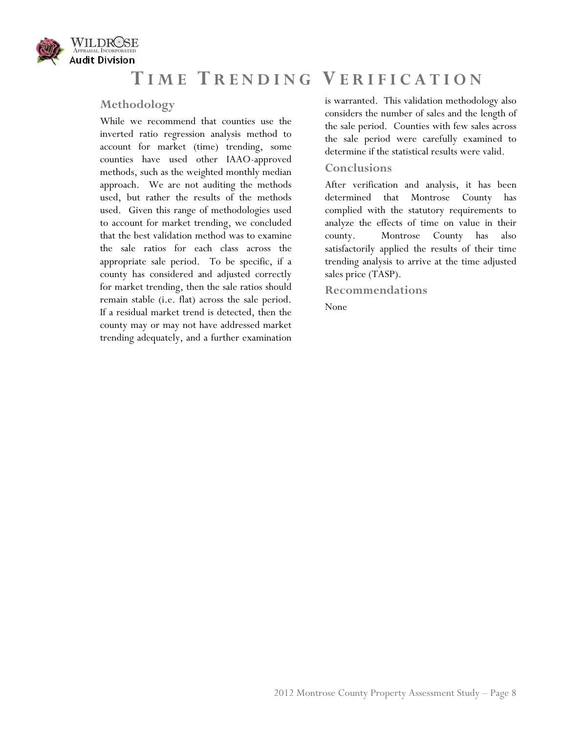# Time Trending Verification

## Methodology

While we recommend that counties use the inverted ratio regression analysis method to account for market (time) trending, some counties have used other IAAO-approved methods, such as the weighted monthly median approach. We are not auditing the methods used, but rather the results of the methods used. Given this range of methodologies used to account for market trending, we concluded that the best validation method was to examine the sale ratios for each class across the appropriate sale period. To be specific, if a county has considered and adjusted correctly for market trending, then the sale ratios should remain stable (i.e. flat) across the sale period. If a residual market trend is detected, then the county may or may not have addressed market trending adequately, and a further examination is warranted. This validation methodology also considers the number of sales and the length of the sale period. Counties with few sales across the sale period were carefully examined to determine if the statistical results were valid.

## Conclusions

After verification and analysis, it has been determined that Montrose County has complied with the statutory requirements to analyze the effects of time on value in their county. Montrose County has also satisfactorily applied the results of their time trending analysis to arrive at the time adjusted sales price (TASP).

## Recommendations

None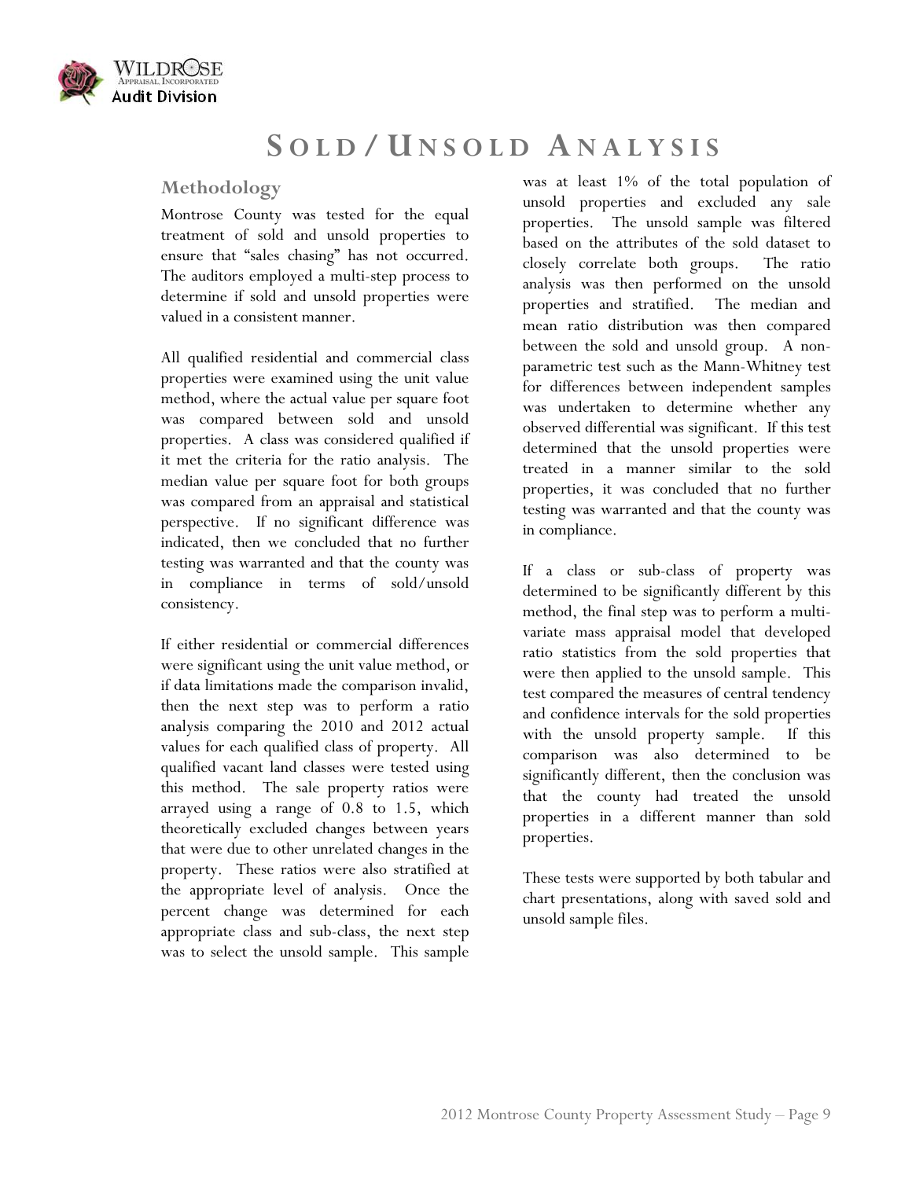# SOLD / UNSOLD ANALYSIS

## Methodology

Montrose County was tested for the equal treatment of sold and unsold properties to ensure that "sales chasing" has not occurred. The auditors employed a multi-step process to determine if sold and unsold properties were valued in a consistent manner.

All qualified residential and commercial class properties were examined using the unit value method, where the actual value per square foot was compared between sold and unsold properties. A class was considered qualified if it met the criteria for the ratio analysis. The median value per square foot for both groups was compared from an appraisal and statistical perspective. If no significant difference was indicated, then we concluded that no further testing was warranted and that the county was in compliance in terms of sold/unsold consistency.

If either residential or commercial differences were significant using the unit value method, or if data limitations made the comparison invalid, then the next step was to perform a ratio analysis comparing the 2010 and 2012 actual values for each qualified class of property. All qualified vacant land classes were tested using this method. The sale property ratios were arrayed using a range of 0.8 to 1.5, which theoretically excluded changes between years that were due to other unrelated changes in the property. These ratios were also stratified at the appropriate level of analysis. Once the percent change was determined for each appropriate class and sub-class, the next step was to select the unsold sample. This sample was at least 1% of the total population of unsold properties and excluded any sale properties. The unsold sample was filtered based on the attributes of the sold dataset to closely correlate both groups. The ratio analysis was then performed on the unsold properties and stratified. The median and mean ratio distribution was then compared between the sold and unsold group. A non-parametric test such as the Mann-Whitney test for differences between independent samples was undertaken to determine whether any observed differential was significant. If this test determined that the unsold properties were treated in a manner similar to the sold properties, it was concluded that no further testing was warranted and that the county was in compliance.

If a class or sub-class of property was determined to be significantly different by this method, the final step was to perform a multi-variate mass appraisal model that developed ratio statistics from the sold properties that were then applied to the unsold sample. This test compared the measures of central tendency and confidence intervals for the sold properties with the unsold property sample. If this comparison was also determined to be significantly different, then the conclusion was that the county had treated the unsold properties in a different manner than sold properties.

These tests were supported by both tabular and chart presentations, along with saved sold and unsold sample files.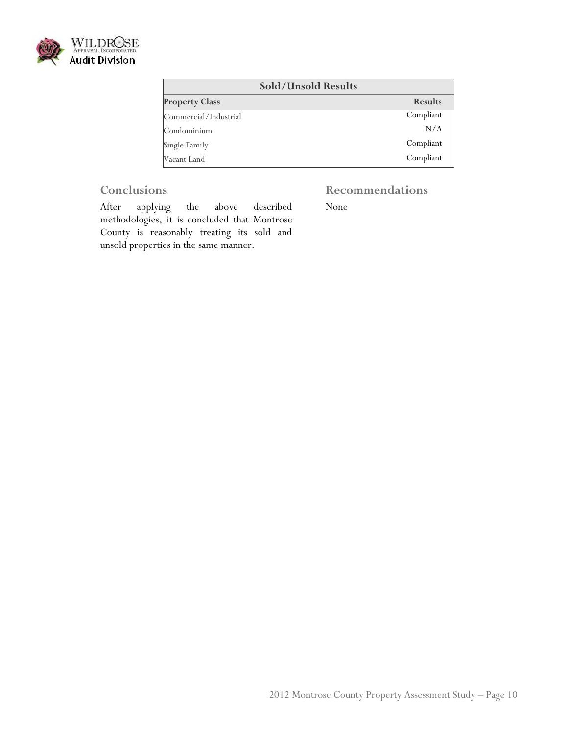| Sold/Unsold Results | |
|---|---|
| **Property Class** | **Results** |
| Commercial/Industrial | Compliant |
| Condominium | N/A |
| Single Family | Compliant |
| Vacant Land | Compliant |

## Conclusions

After applying the above described methodologies, it is concluded that Montrose County is reasonably treating its sold and unsold properties in the same manner.

## Recommendations

None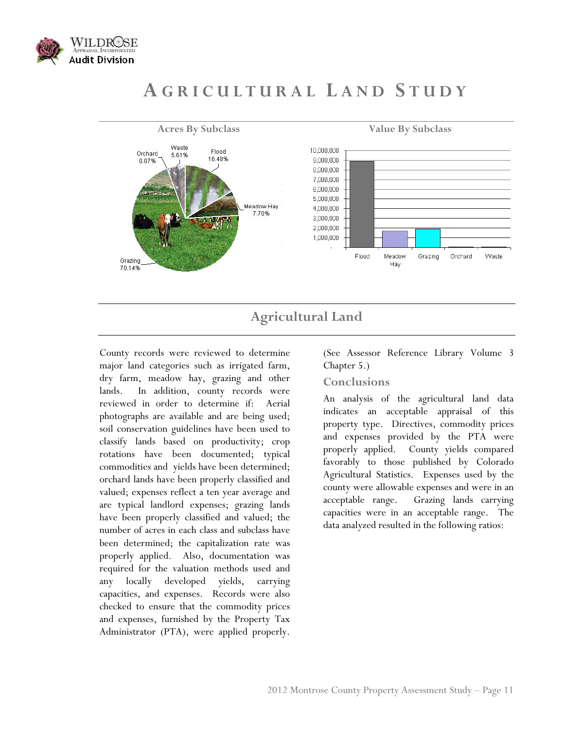# Agricultural Land Study

**Acres By Subclass**

| Subclass | Percent |
|---|---|
| Orchard | 0.07% |
| Waste | 5.61% |
| Flood | 16.48% |
| Meadow Hay | 7.70% |
| Grazing | 70.14% |

**Value By Subclass**

## Agricultural Land

County records were reviewed to determine major land categories such as irrigated farm, dry farm, meadow hay, grazing and other lands. In addition, county records were reviewed in order to determine if: Aerial photographs are available and are being used; soil conservation guidelines have been used to classify lands based on productivity; crop rotations have been documented; typical commodities and yields have been determined; orchard lands have been properly classified and valued; expenses reflect a ten year average and are typical landlord expenses; grazing lands have been properly classified and valued; the number of acres in each class and subclass have been determined; the capitalization rate was properly applied. Also, documentation was required for the valuation methods used and any locally developed yields, carrying capacities, and expenses. Records were also checked to ensure that the commodity prices and expenses, furnished by the Property Tax Administrator (PTA), were applied properly. (See Assessor Reference Library Volume 3 Chapter 5.)

### Conclusions

An analysis of the agricultural land data indicates an acceptable appraisal of this property type. Directives, commodity prices and expenses provided by the PTA were properly applied. County yields compared favorably to those published by Colorado Agricultural Statistics. Expenses used by the county were allowable expenses and were in an acceptable range. Grazing lands carrying capacities were in an acceptable range. The data analyzed resulted in the following ratios: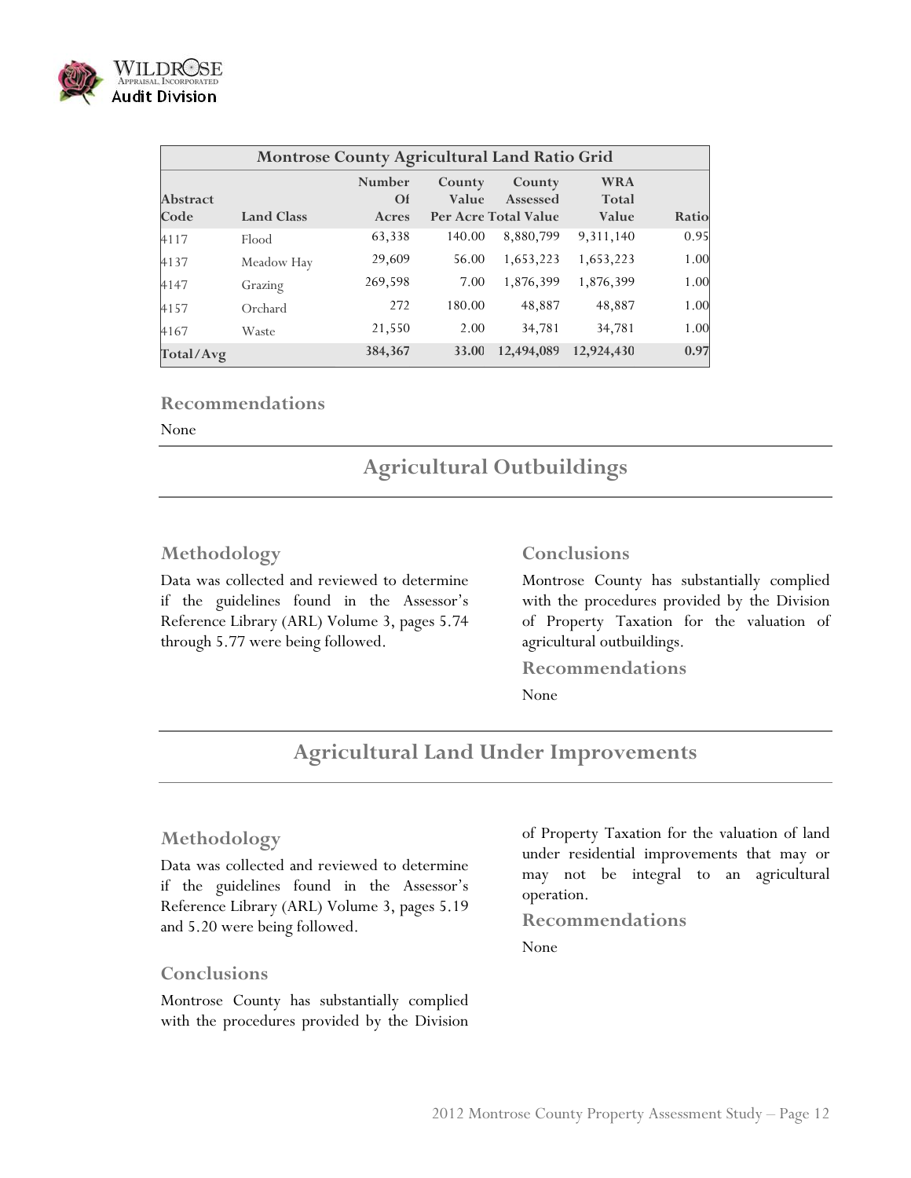| Montrose County Agricultural Land Ratio Grid | | | | | | |
|---|---|---|---|---|---|---|
| Abstract Code | Land Class | Number Of Acres | County Value Per Acre | County Assessed Total Value | WRA Total Value | Ratio |
| 4117 | Flood | 63,338 | 140.00 | 8,880,799 | 9,311,140 | 0.95 |
| 4137 | Meadow Hay | 29,609 | 56.00 | 1,653,223 | 1,653,223 | 1.00 |
| 4147 | Grazing | 269,598 | 7.00 | 1,876,399 | 1,876,399 | 1.00 |
| 4157 | Orchard | 272 | 180.00 | 48,887 | 48,887 | 1.00 |
| 4167 | Waste | 21,550 | 2.00 | 34,781 | 34,781 | 1.00 |
| **Total/Avg** | | **384,367** | **33.00** | **12,494,089** | **12,924,430** | **0.97** |

### Recommendations

None

## Agricultural Outbuildings

### Methodology

Data was collected and reviewed to determine if the guidelines found in the Assessor's Reference Library (ARL) Volume 3, pages 5.74 through 5.77 were being followed.

### Conclusions

Montrose County has substantially complied with the procedures provided by the Division of Property Taxation for the valuation of agricultural outbuildings.

### Recommendations

None

## Agricultural Land Under Improvements

### Methodology

Data was collected and reviewed to determine if the guidelines found in the Assessor's Reference Library (ARL) Volume 3, pages 5.19 and 5.20 were being followed.

### Conclusions

Montrose County has substantially complied with the procedures provided by the Division of Property Taxation for the valuation of land under residential improvements that may or may not be integral to an agricultural operation.

### Recommendations

None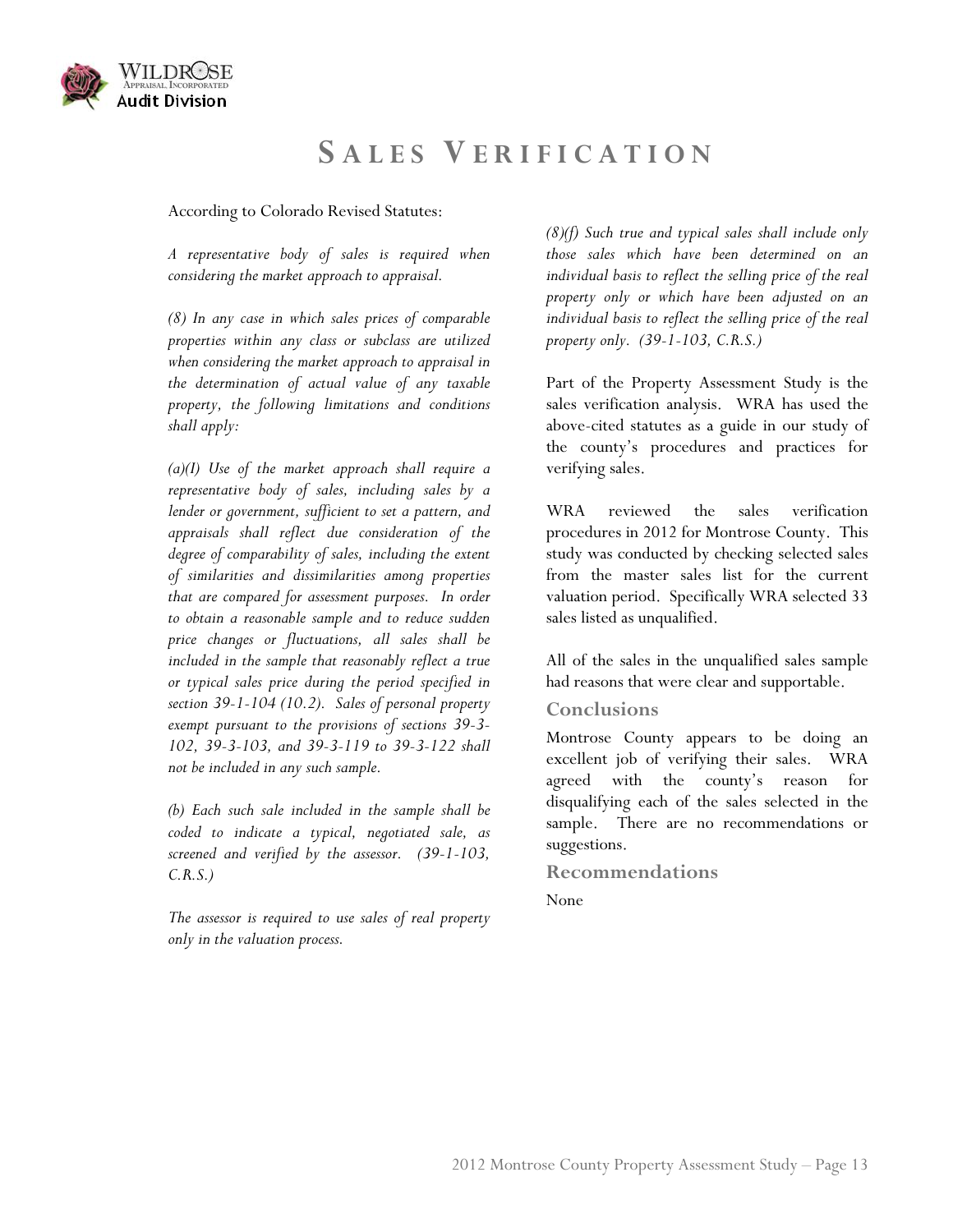# SALES VERIFICATION

According to Colorado Revised Statutes:

*A representative body of sales is required when considering the market approach to appraisal.*

*(8) In any case in which sales prices of comparable properties within any class or subclass are utilized when considering the market approach to appraisal in the determination of actual value of any taxable property, the following limitations and conditions shall apply:*

*(a)(I) Use of the market approach shall require a representative body of sales, including sales by a lender or government, sufficient to set a pattern, and appraisals shall reflect due consideration of the degree of comparability of sales, including the extent of similarities and dissimilarities among properties that are compared for assessment purposes. In order to obtain a reasonable sample and to reduce sudden price changes or fluctuations, all sales shall be included in the sample that reasonably reflect a true or typical sales price during the period specified in section 39-1-104 (10.2). Sales of personal property exempt pursuant to the provisions of sections 39-3-102, 39-3-103, and 39-3-119 to 39-3-122 shall not be included in any such sample.*

*(b) Each such sale included in the sample shall be coded to indicate a typical, negotiated sale, as screened and verified by the assessor. (39-1-103, C.R.S.)*

*The assessor is required to use sales of real property only in the valuation process.*

*(8)(f) Such true and typical sales shall include only those sales which have been determined on an individual basis to reflect the selling price of the real property only or which have been adjusted on an individual basis to reflect the selling price of the real property only. (39-1-103, C.R.S.)*

Part of the Property Assessment Study is the sales verification analysis. WRA has used the above-cited statutes as a guide in our study of the county's procedures and practices for verifying sales.

WRA reviewed the sales verification procedures in 2012 for Montrose County. This study was conducted by checking selected sales from the master sales list for the current valuation period. Specifically WRA selected 33 sales listed as unqualified.

All of the sales in the unqualified sales sample had reasons that were clear and supportable.

## Conclusions

Montrose County appears to be doing an excellent job of verifying their sales. WRA agreed with the county's reason for disqualifying each of the sales selected in the sample. There are no recommendations or suggestions.

## Recommendations

None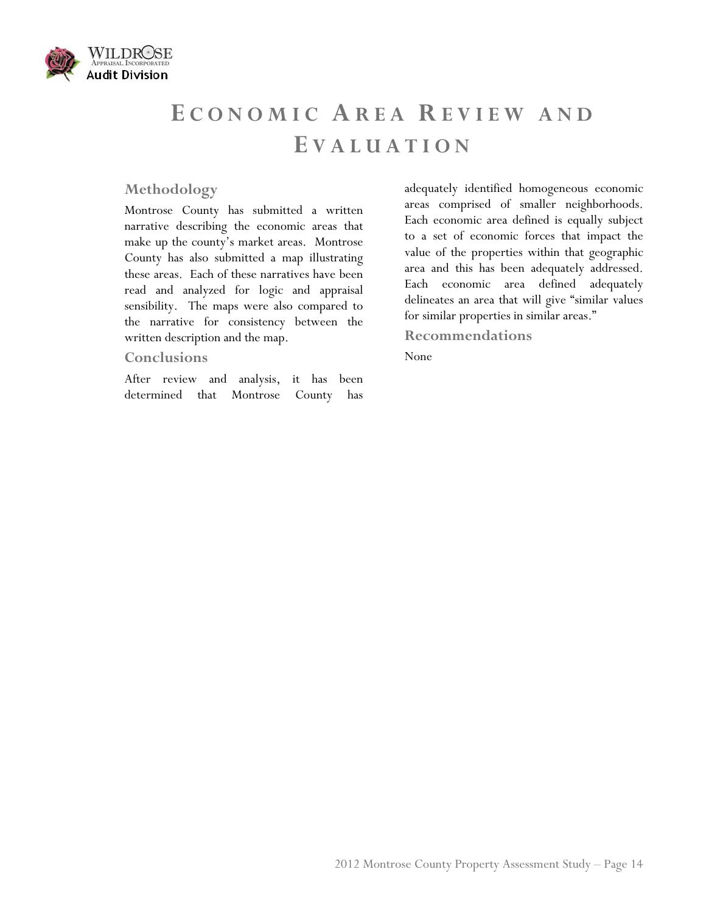# Economic Area Review and Evaluation

## Methodology

Montrose County has submitted a written narrative describing the economic areas that make up the county's market areas. Montrose County has also submitted a map illustrating these areas. Each of these narratives have been read and analyzed for logic and appraisal sensibility. The maps were also compared to the narrative for consistency between the written description and the map.

## Conclusions

After review and analysis, it has been determined that Montrose County has adequately identified homogeneous economic areas comprised of smaller neighborhoods. Each economic area defined is equally subject to a set of economic forces that impact the value of the properties within that geographic area and this has been adequately addressed. Each economic area defined adequately delineates an area that will give "similar values for similar properties in similar areas."

## Recommendations

None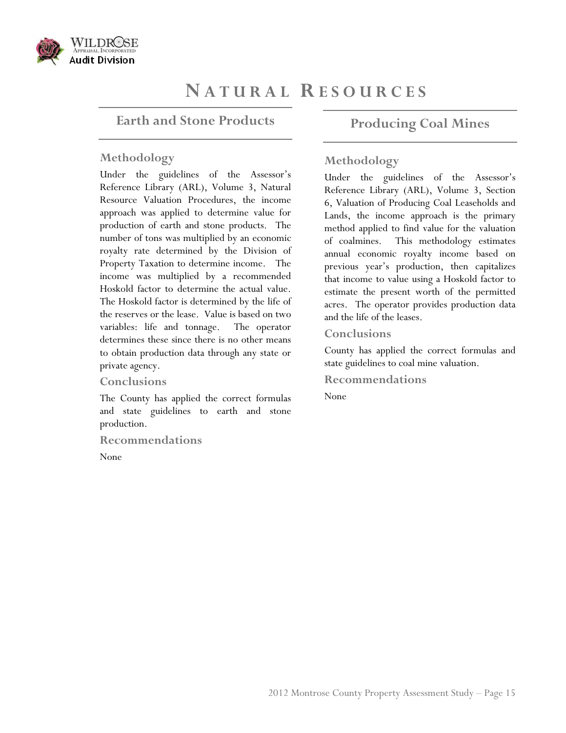# Natural Resources

## Earth and Stone Products

### Methodology

Under the guidelines of the Assessor's Reference Library (ARL), Volume 3, Natural Resource Valuation Procedures, the income approach was applied to determine value for production of earth and stone products. The number of tons was multiplied by an economic royalty rate determined by the Division of Property Taxation to determine income. The income was multiplied by a recommended Hoskold factor to determine the actual value. The Hoskold factor is determined by the life of the reserves or the lease. Value is based on two variables: life and tonnage. The operator determines these since there is no other means to obtain production data through any state or private agency.

### Conclusions

The County has applied the correct formulas and state guidelines to earth and stone production.

### Recommendations

None

## Producing Coal Mines

### Methodology

Under the guidelines of the Assessor's Reference Library (ARL), Volume 3, Section 6, Valuation of Producing Coal Leaseholds and Lands, the income approach is the primary method applied to find value for the valuation of coalmines. This methodology estimates annual economic royalty income based on previous year's production, then capitalizes that income to value using a Hoskold factor to estimate the present worth of the permitted acres. The operator provides production data and the life of the leases.

### Conclusions

County has applied the correct formulas and state guidelines to coal mine valuation.

### Recommendations

None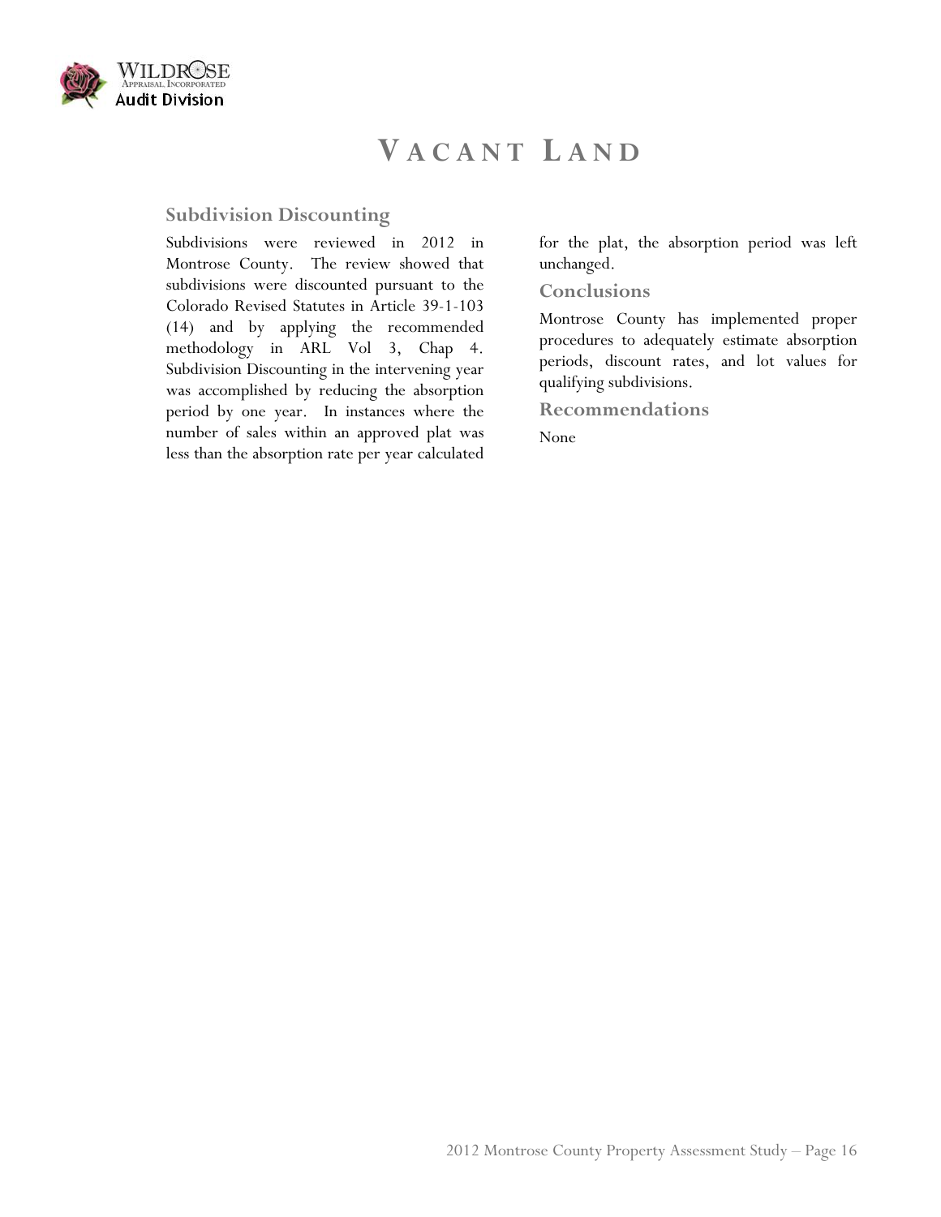# VACANT LAND

## Subdivision Discounting

Subdivisions were reviewed in 2012 in Montrose County. The review showed that subdivisions were discounted pursuant to the Colorado Revised Statutes in Article 39-1-103 (14) and by applying the recommended methodology in ARL Vol 3, Chap 4. Subdivision Discounting in the intervening year was accomplished by reducing the absorption period by one year. In instances where the number of sales within an approved plat was less than the absorption rate per year calculated for the plat, the absorption period was left unchanged.

### Conclusions

Montrose County has implemented proper procedures to adequately estimate absorption periods, discount rates, and lot values for qualifying subdivisions.

### Recommendations

None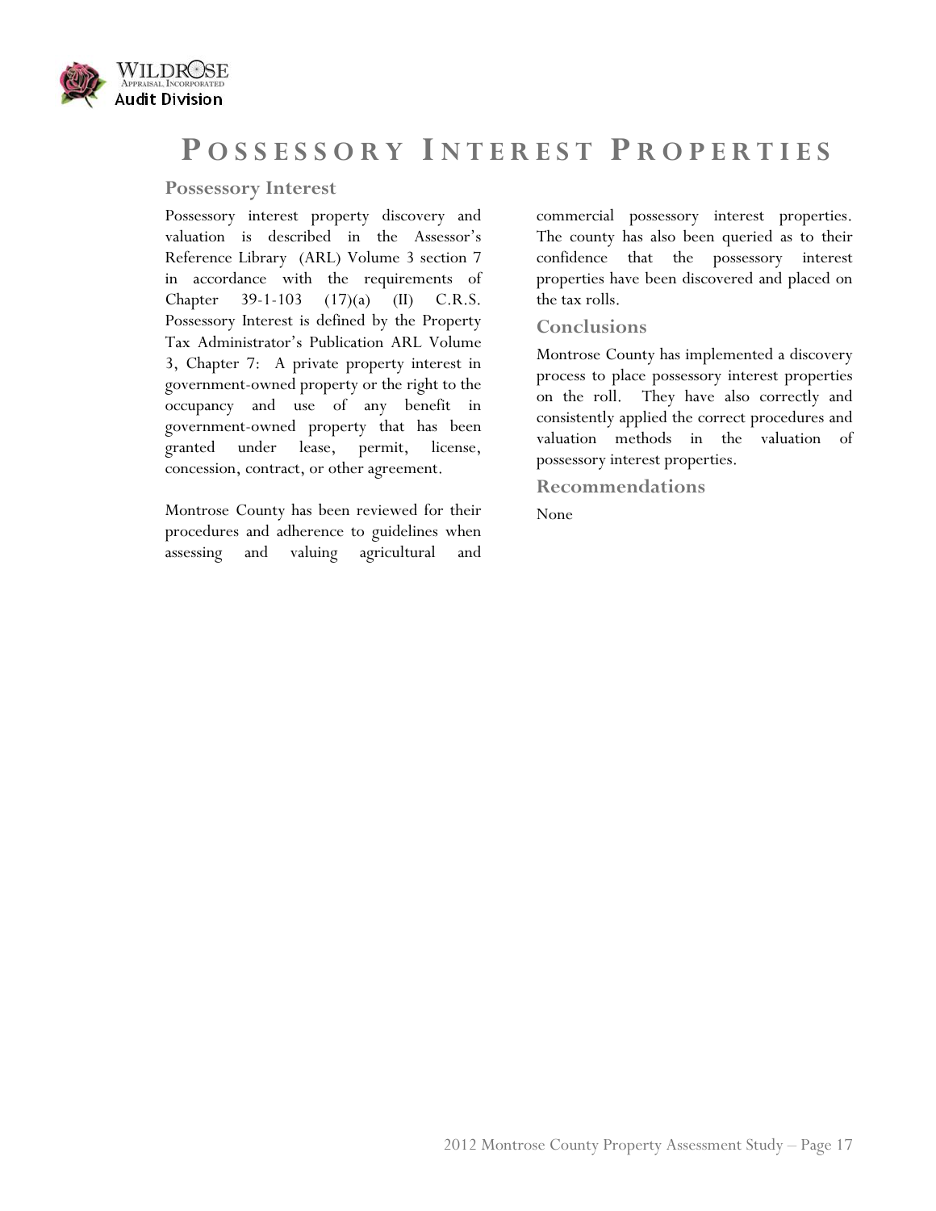# POSSESSORY INTEREST PROPERTIES

## Possessory Interest

Possessory interest property discovery and valuation is described in the Assessor's Reference Library (ARL) Volume 3 section 7 in accordance with the requirements of Chapter 39-1-103 (17)(a) (II) C.R.S. Possessory Interest is defined by the Property Tax Administrator's Publication ARL Volume 3, Chapter 7: A private property interest in government-owned property or the right to the occupancy and use of any benefit in government-owned property that has been granted under lease, permit, license, concession, contract, or other agreement.

Montrose County has been reviewed for their procedures and adherence to guidelines when assessing and valuing agricultural and commercial possessory interest properties. The county has also been queried as to their confidence that the possessory interest properties have been discovered and placed on the tax rolls.

## Conclusions

Montrose County has implemented a discovery process to place possessory interest properties on the roll. They have also correctly and consistently applied the correct procedures and valuation methods in the valuation of possessory interest properties.

## Recommendations

None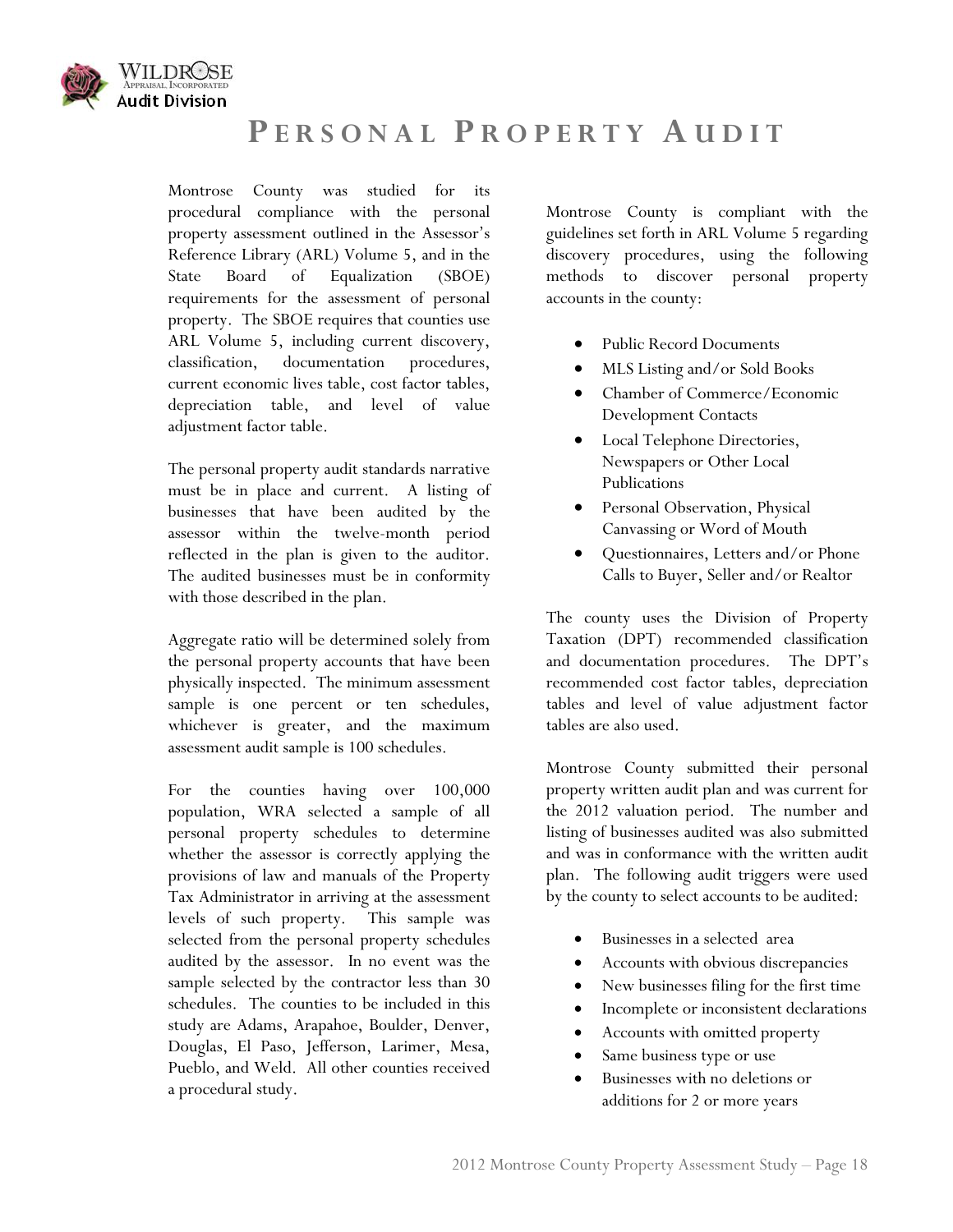# Personal Property Audit

Montrose County was studied for its procedural compliance with the personal property assessment outlined in the Assessor's Reference Library (ARL) Volume 5, and in the State Board of Equalization (SBOE) requirements for the assessment of personal property. The SBOE requires that counties use ARL Volume 5, including current discovery, classification, documentation procedures, current economic lives table, cost factor tables, depreciation table, and level of value adjustment factor table.

The personal property audit standards narrative must be in place and current. A listing of businesses that have been audited by the assessor within the twelve-month period reflected in the plan is given to the auditor. The audited businesses must be in conformity with those described in the plan.

Aggregate ratio will be determined solely from the personal property accounts that have been physically inspected. The minimum assessment sample is one percent or ten schedules, whichever is greater, and the maximum assessment audit sample is 100 schedules.

For the counties having over 100,000 population, WRA selected a sample of all personal property schedules to determine whether the assessor is correctly applying the provisions of law and manuals of the Property Tax Administrator in arriving at the assessment levels of such property. This sample was selected from the personal property schedules audited by the assessor. In no event was the sample selected by the contractor less than 30 schedules. The counties to be included in this study are Adams, Arapahoe, Boulder, Denver, Douglas, El Paso, Jefferson, Larimer, Mesa, Pueblo, and Weld. All other counties received a procedural study.

Montrose County is compliant with the guidelines set forth in ARL Volume 5 regarding discovery procedures, using the following methods to discover personal property accounts in the county:

- Public Record Documents
- MLS Listing and/or Sold Books
- Chamber of Commerce/Economic Development Contacts
- Local Telephone Directories, Newspapers or Other Local Publications
- Personal Observation, Physical Canvassing or Word of Mouth
- Questionnaires, Letters and/or Phone Calls to Buyer, Seller and/or Realtor

The county uses the Division of Property Taxation (DPT) recommended classification and documentation procedures. The DPT's recommended cost factor tables, depreciation tables and level of value adjustment factor tables are also used.

Montrose County submitted their personal property written audit plan and was current for the 2012 valuation period. The number and listing of businesses audited was also submitted and was in conformance with the written audit plan. The following audit triggers were used by the county to select accounts to be audited:

- Businesses in a selected area
- Accounts with obvious discrepancies
- New businesses filing for the first time
- Incomplete or inconsistent declarations
- Accounts with omitted property
- Same business type or use
- Businesses with no deletions or additions for 2 or more years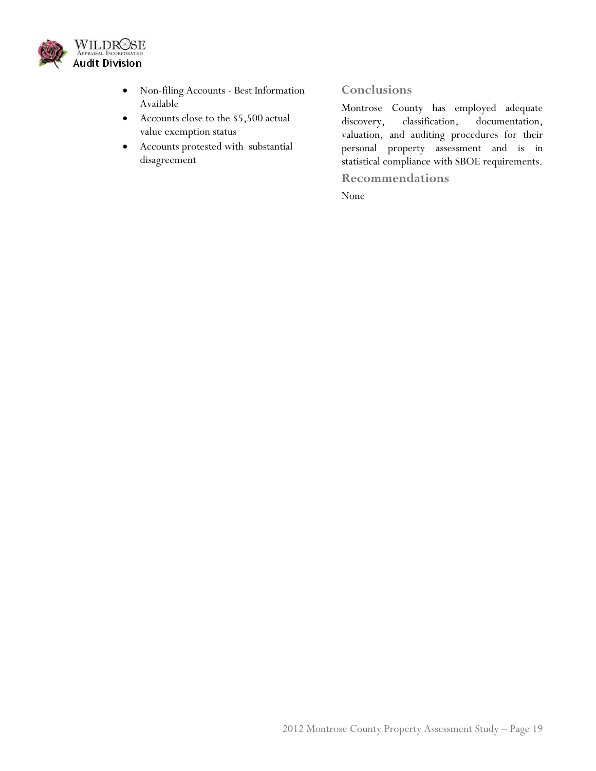- Non-filing Accounts - Best Information Available
- Accounts close to the $5,500 actual value exemption status
- Accounts protested with substantial disagreement

## Conclusions

Montrose County has employed adequate discovery, classification, documentation, valuation, and auditing procedures for their personal property assessment and is in statistical compliance with SBOE requirements.

## Recommendations

None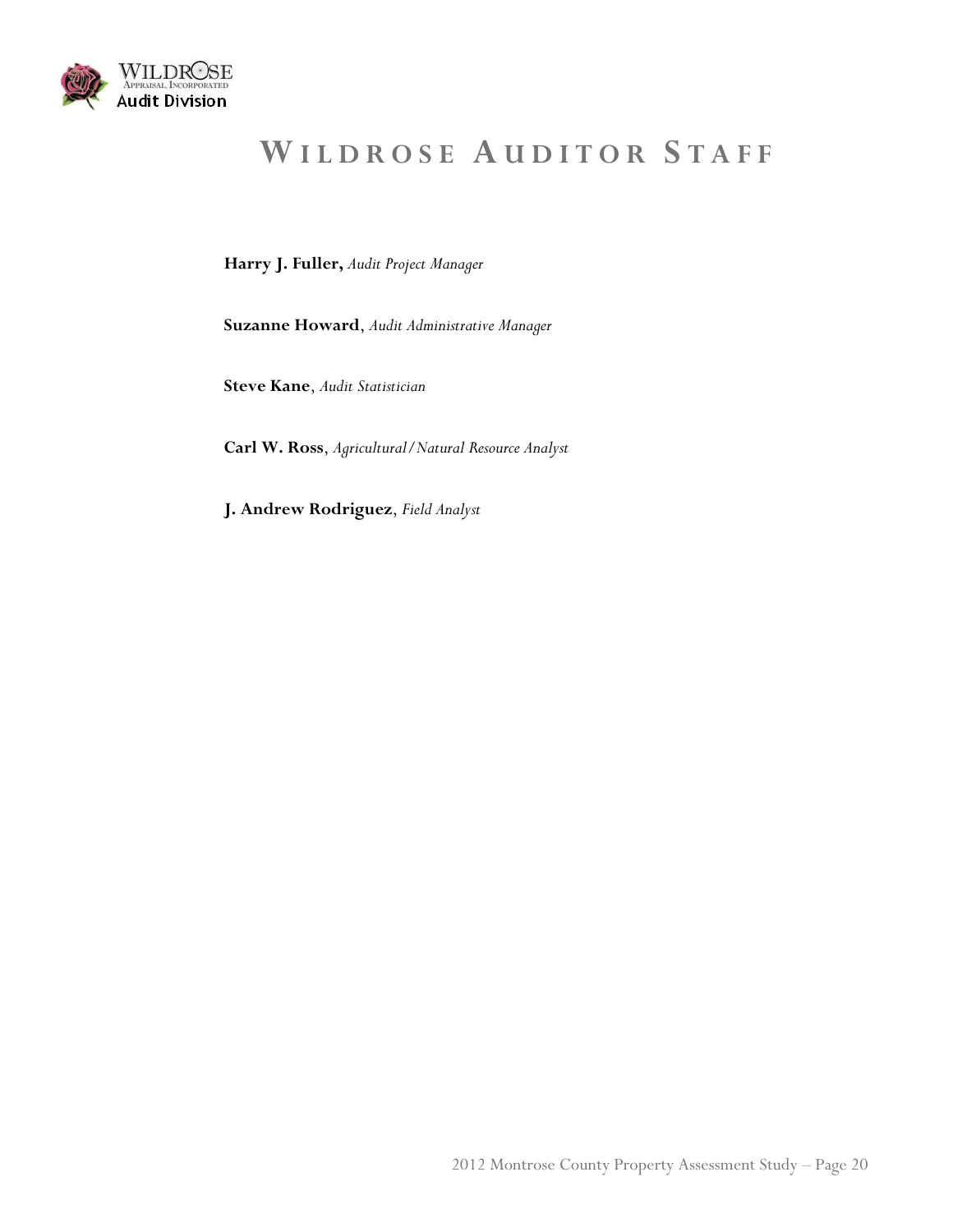# Wildrose Auditor Staff

**Harry J. Fuller,** *Audit Project Manager*

**Suzanne Howard**, *Audit Administrative Manager*

**Steve Kane**, *Audit Statistician*

**Carl W. Ross**, *Agricultural/Natural Resource Analyst*

**J. Andrew Rodriguez**, *Field Analyst*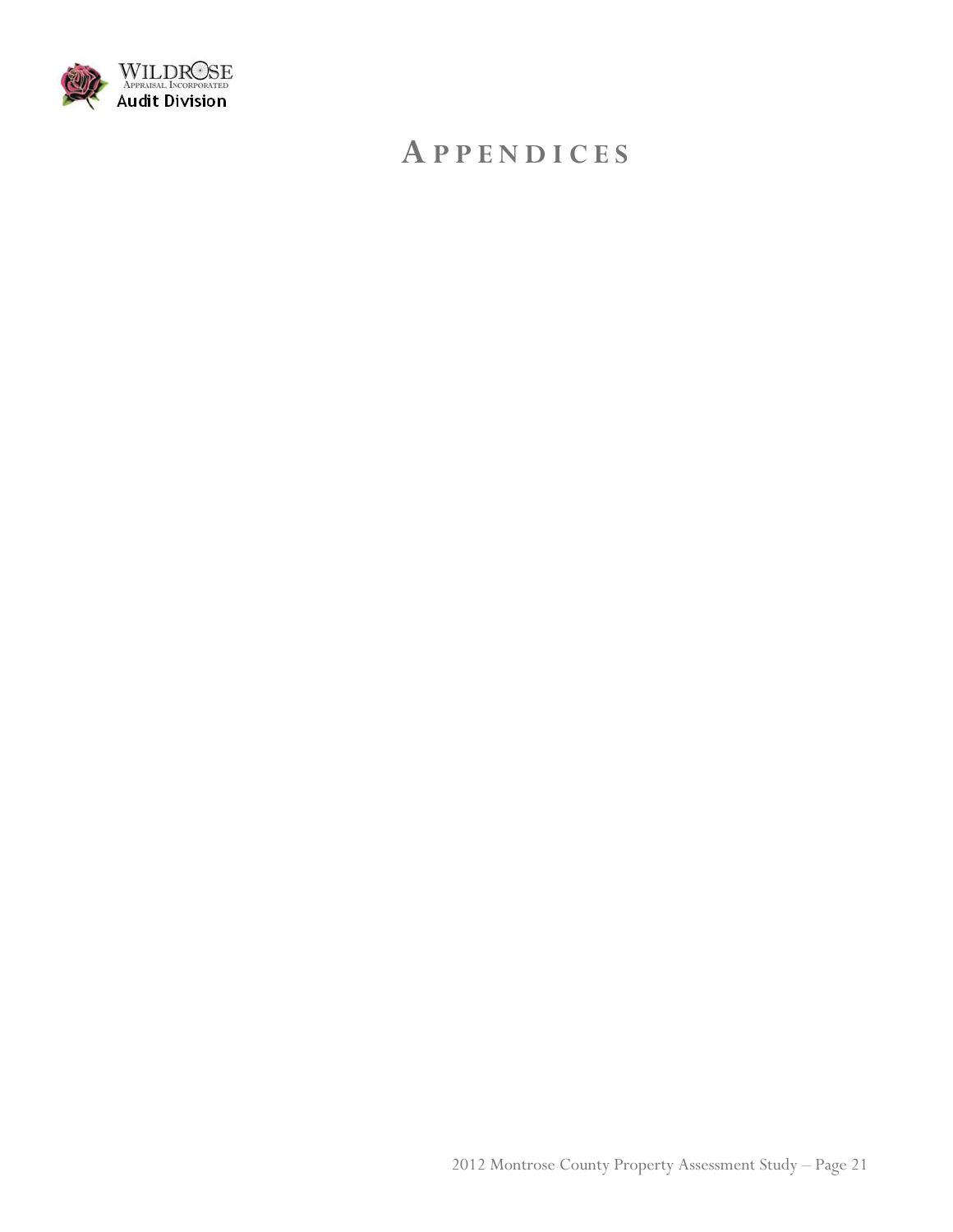# APPENDICES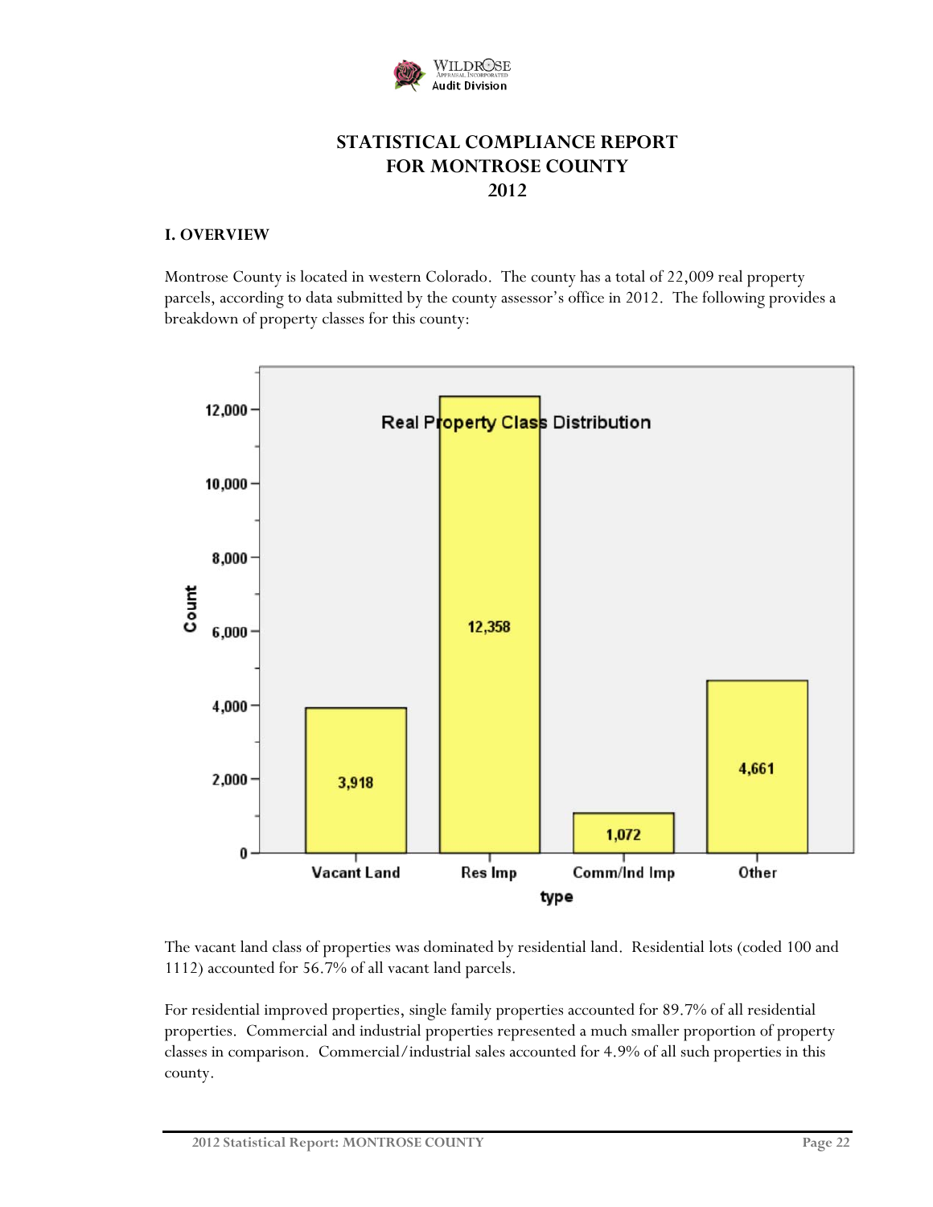# STATISTICAL COMPLIANCE REPORT FOR MONTROSE COUNTY 2012

## I. OVERVIEW

Montrose County is located in western Colorado. The county has a total of 22,009 real property parcels, according to data submitted by the county assessor's office in 2012. The following provides a breakdown of property classes for this county:

**Real Property Class Distribution**

| type | Count |
|---|---|
| Vacant Land | 3,918 |
| Res Imp | 12,358 |
| Comm/Ind Imp | 1,072 |
| Other | 4,661 |

The vacant land class of properties was dominated by residential land. Residential lots (coded 100 and 1112) accounted for 56.7% of all vacant land parcels.

For residential improved properties, single family properties accounted for 89.7% of all residential properties. Commercial and industrial properties represented a much smaller proportion of property classes in comparison. Commercial/industrial sales accounted for 4.9% of all such properties in this county.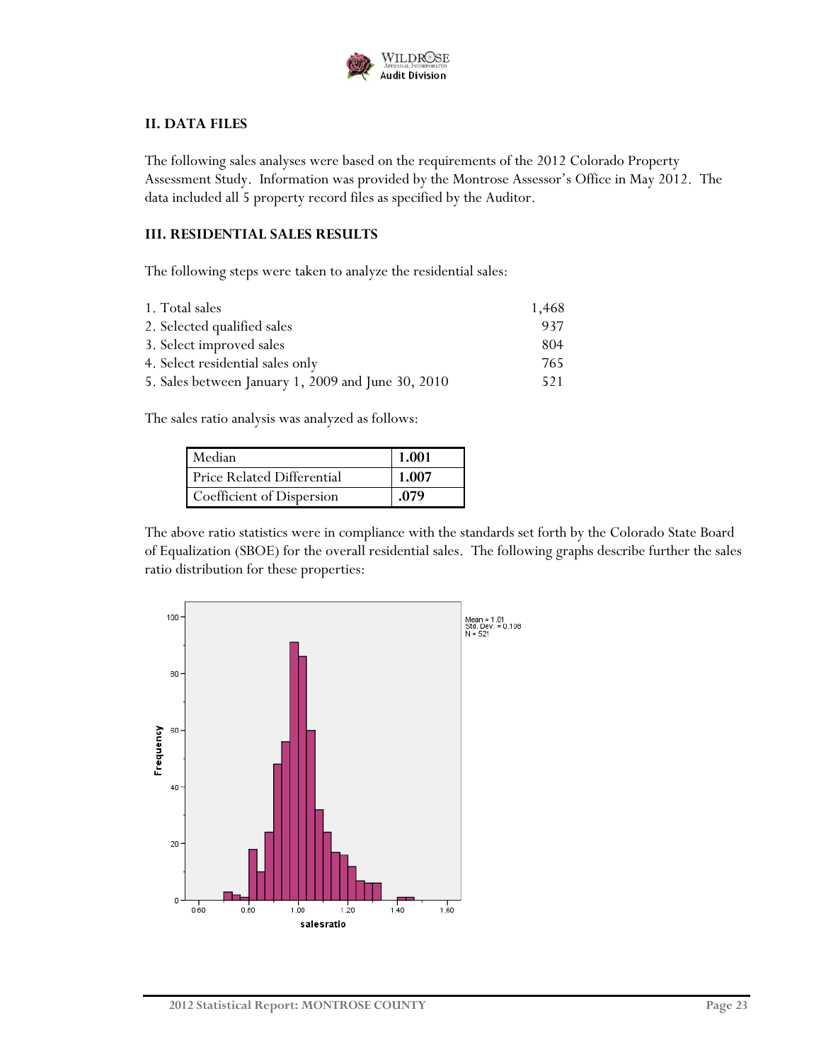## II. DATA FILES

The following sales analyses were based on the requirements of the 2012 Colorado Property Assessment Study. Information was provided by the Montrose Assessor's Office in May 2012. The data included all 5 property record files as specified by the Auditor.

## III. RESIDENTIAL SALES RESULTS

The following steps were taken to analyze the residential sales:

| | |
|---|---|
| 1. Total sales | 1,468 |
| 2. Selected qualified sales | 937 |
| 3. Select improved sales | 804 |
| 4. Select residential sales only | 765 |
| 5. Sales between January 1, 2009 and June 30, 2010 | 521 |

The sales ratio analysis was analyzed as follows:

| | |
|---|---|
| Median | **1.001** |
| Price Related Differential | **1.007** |
| Coefficient of Dispersion | **.079** |

The above ratio statistics were in compliance with the standards set forth by the Colorado State Board of Equalization (SBOE) for the overall residential sales. The following graphs describe further the sales ratio distribution for these properties:

Mean = 1.01
Std. Dev. = 0.108
N = 521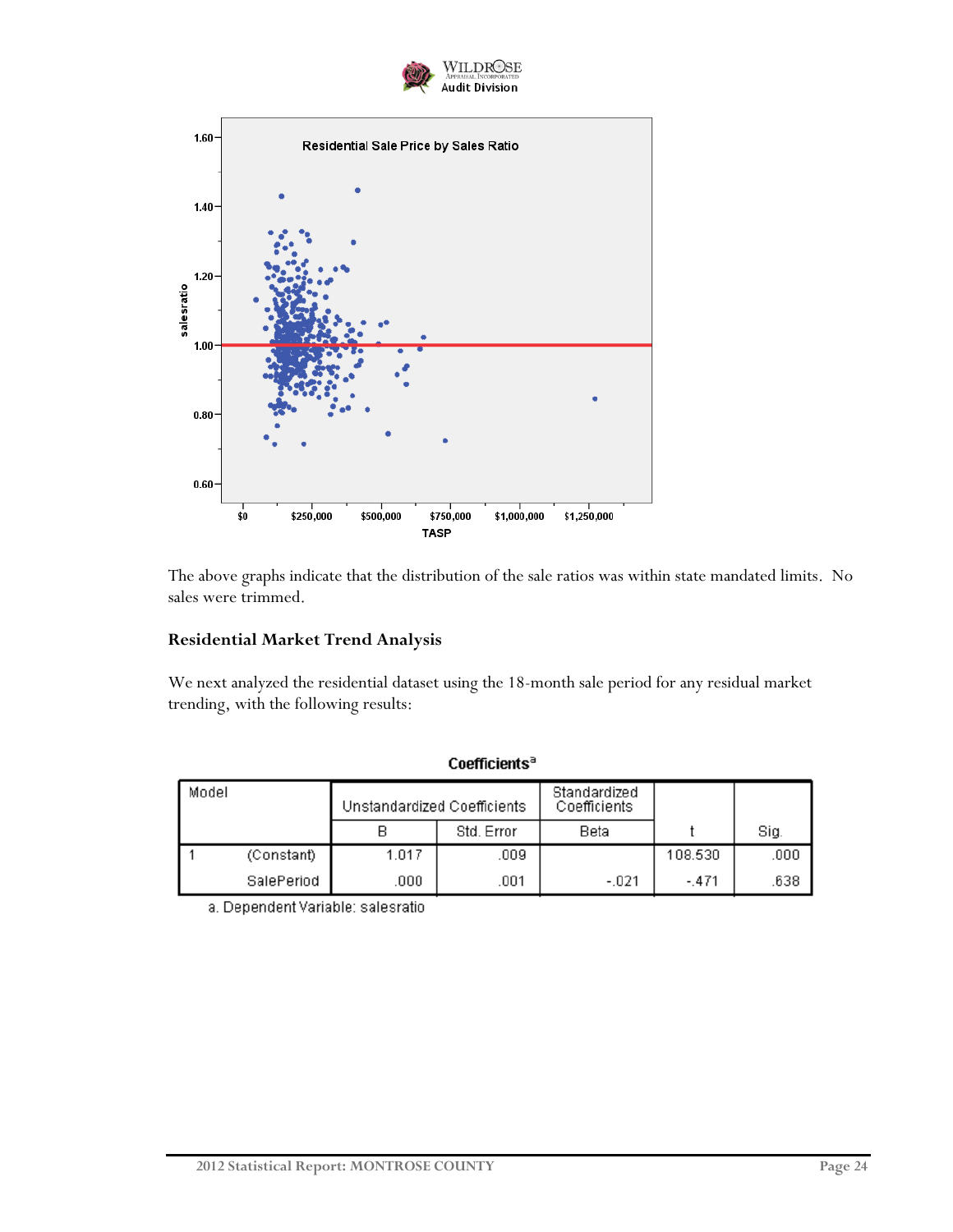The above graphs indicate that the distribution of the sale ratios was within state mandated limits. No sales were trimmed.

### Residential Market Trend Analysis

We next analyzed the residential dataset using the 18-month sale period for any residual market trending, with the following results:

**Coefficients[a]**

| Model | | Unstandardized Coefficients | | Standardized Coefficients | t | Sig. |
|---|---|---|---|---|---|---|
| | | B | Std. Error | Beta | | |
| 1 | (Constant) | 1.017 | .009 | | 108.530 | .000 |
| | SalePeriod | .000 | .001 | -.021 | -.471 | .638 |

a. Dependent Variable: salesratio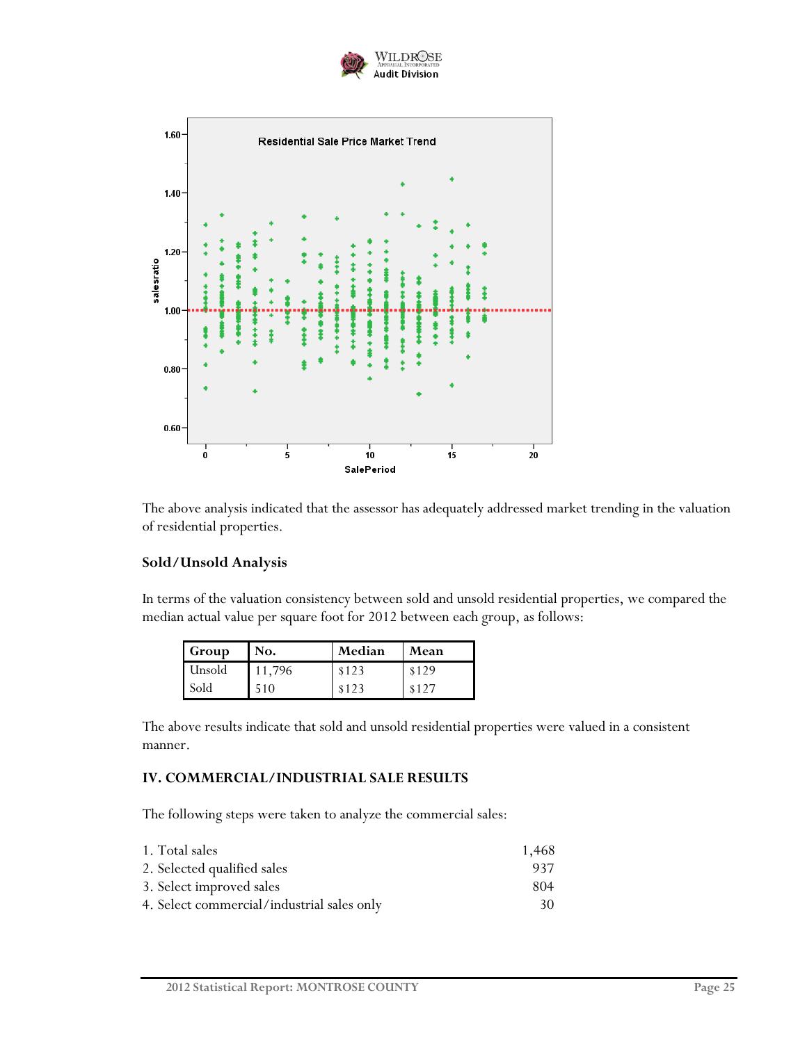The above analysis indicated that the assessor has adequately addressed market trending in the valuation of residential properties.

### Sold/Unsold Analysis

In terms of the valuation consistency between sold and unsold residential properties, we compared the median actual value per square foot for 2012 between each group, as follows:

| Group | No. | Median | Mean |
|---|---|---|---|
| Unsold | 11,796 | $123 | $129 |
| Sold | 510 | $123 | $127 |

The above results indicate that sold and unsold residential properties were valued in a consistent manner.

## IV. COMMERCIAL/INDUSTRIAL SALE RESULTS

The following steps were taken to analyze the commercial sales:

| | |
|---|---|
| 1. Total sales | 1,468 |
| 2. Selected qualified sales | 937 |
| 3. Select improved sales | 804 |
| 4. Select commercial/industrial sales only | 30 |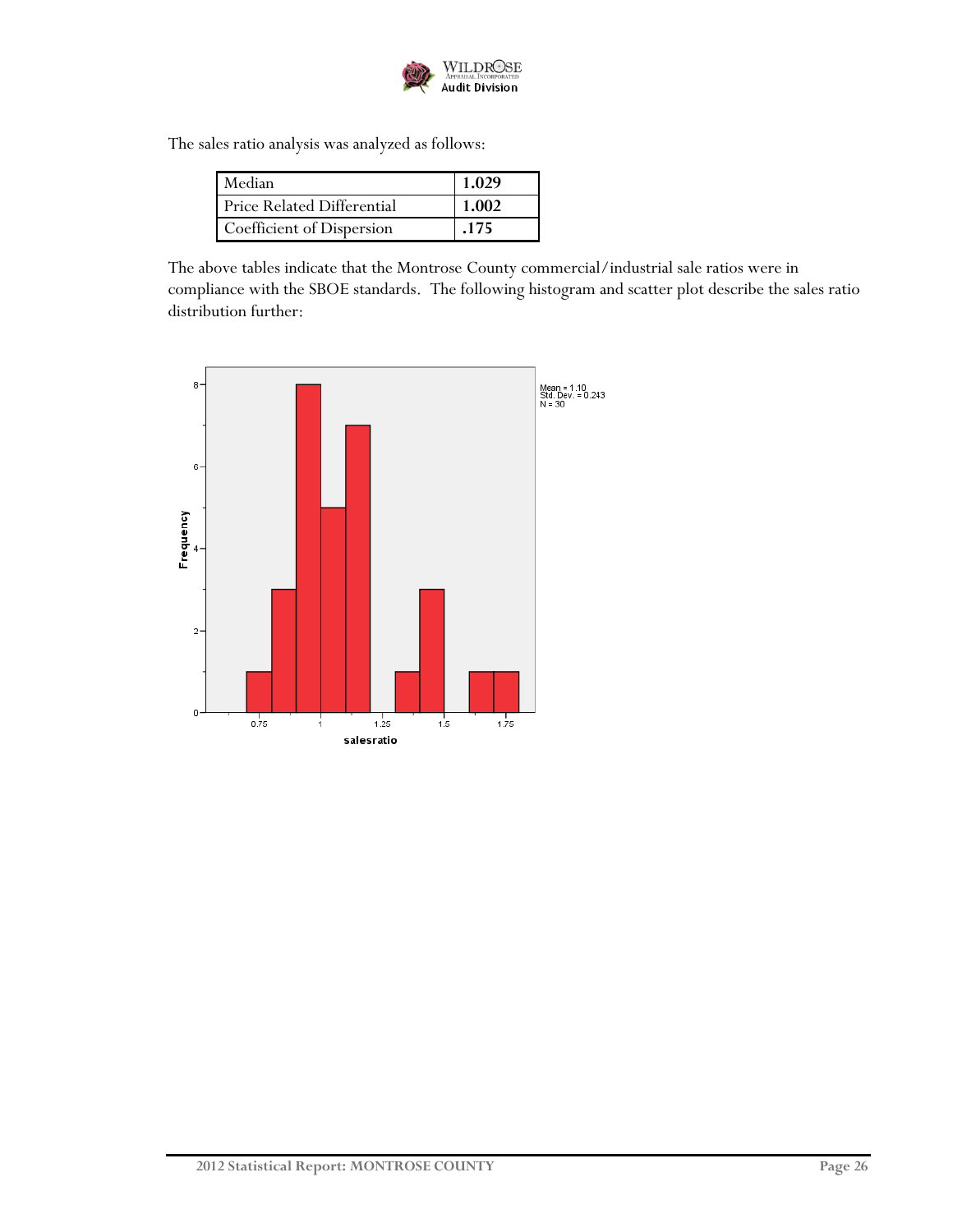The sales ratio analysis was analyzed as follows:

| Median | 1.029 |
|---|---|
| Price Related Differential | 1.002 |
| Coefficient of Dispersion | .175 |

The above tables indicate that the Montrose County commercial/industrial sale ratios were in compliance with the SBOE standards. The following histogram and scatter plot describe the sales ratio distribution further: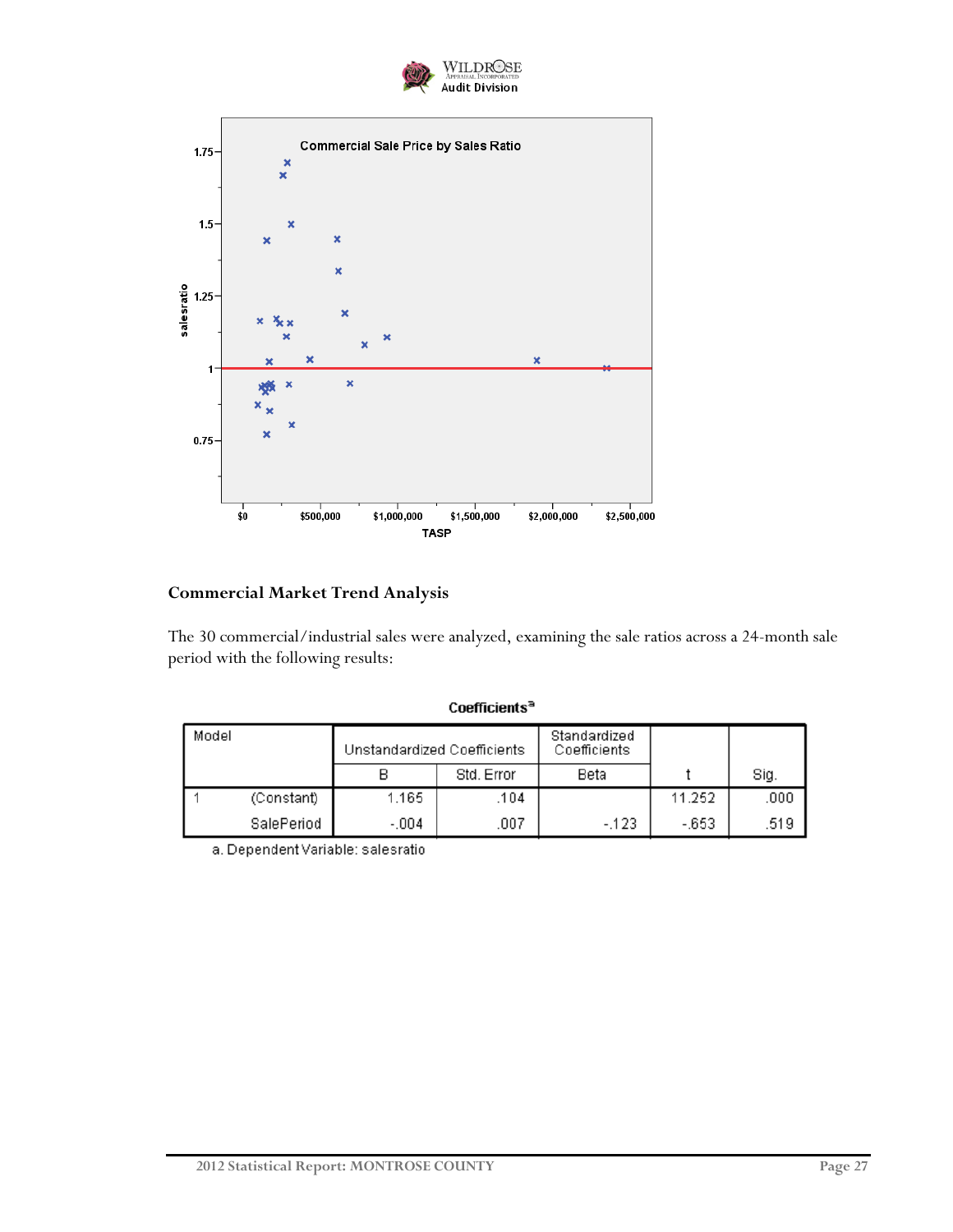## Commercial Market Trend Analysis

The 30 commercial/industrial sales were analyzed, examining the sale ratios across a 24-month sale period with the following results:

**Coefficients**[a]

| Model | | Unstandardized Coefficients | | Standardized Coefficients | t | Sig. |
|---|---|---|---|---|---|---|
| | | B | Std. Error | Beta | | |
| 1 | (Constant) | 1.165 | .104 | | 11.252 | .000 |
| | SalePeriod | -.004 | .007 | -.123 | -.653 | .519 |

a. Dependent Variable: salesratio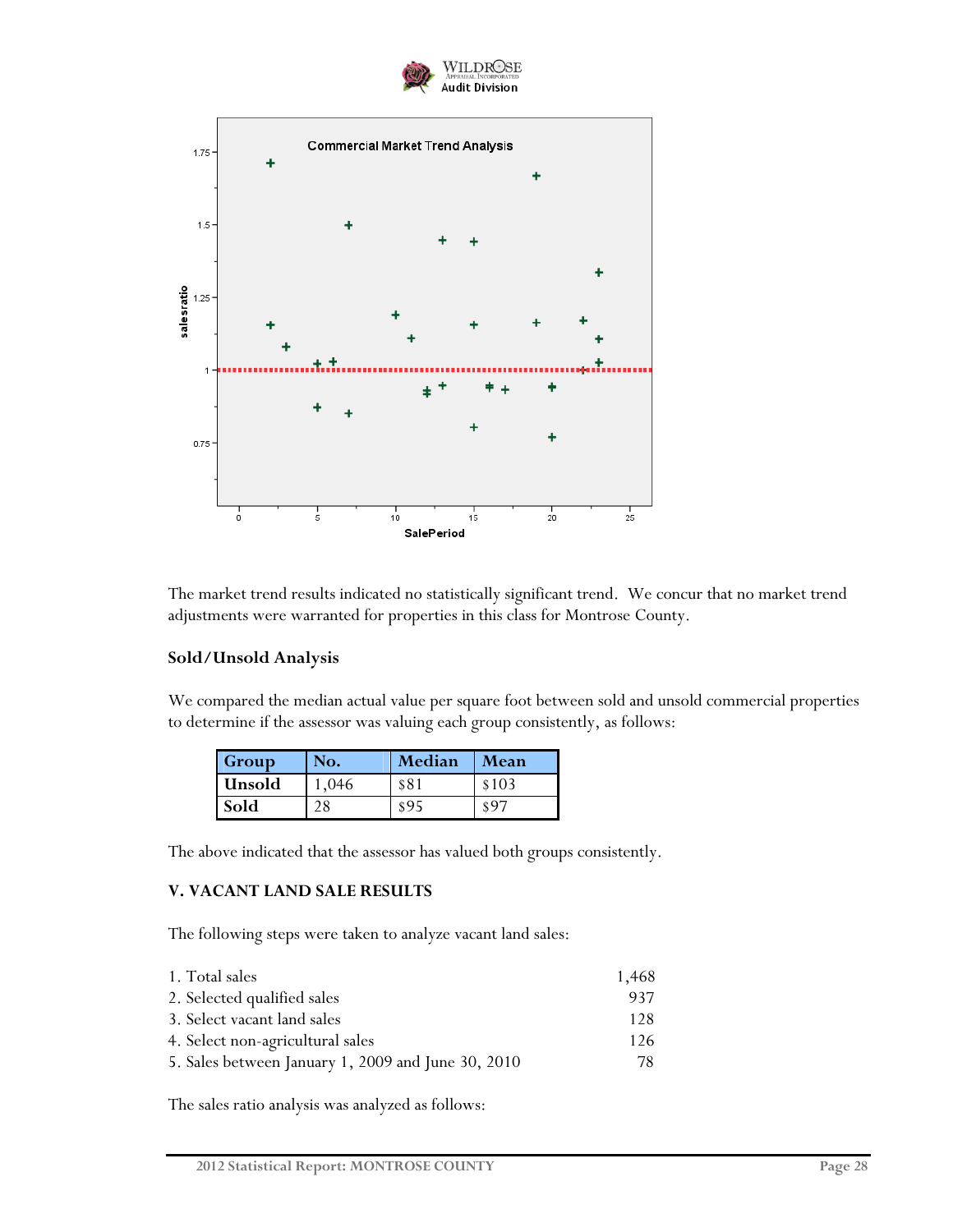The market trend results indicated no statistically significant trend. We concur that no market trend adjustments were warranted for properties in this class for Montrose County.

### Sold/Unsold Analysis

We compared the median actual value per square foot between sold and unsold commercial properties to determine if the assessor was valuing each group consistently, as follows:

| Group | No. | Median | Mean |
|---|---|---|---|
| Unsold | 1,046 | $81 | $103 |
| Sold | 28 | $95 | $97 |

The above indicated that the assessor has valued both groups consistently.

## V. VACANT LAND SALE RESULTS

The following steps were taken to analyze vacant land sales:

| | |
|---|---|
| 1. Total sales | 1,468 |
| 2. Selected qualified sales | 937 |
| 3. Select vacant land sales | 128 |
| 4. Select non-agricultural sales | 126 |
| 5. Sales between January 1, 2009 and June 30, 2010 | 78 |

The sales ratio analysis was analyzed as follows: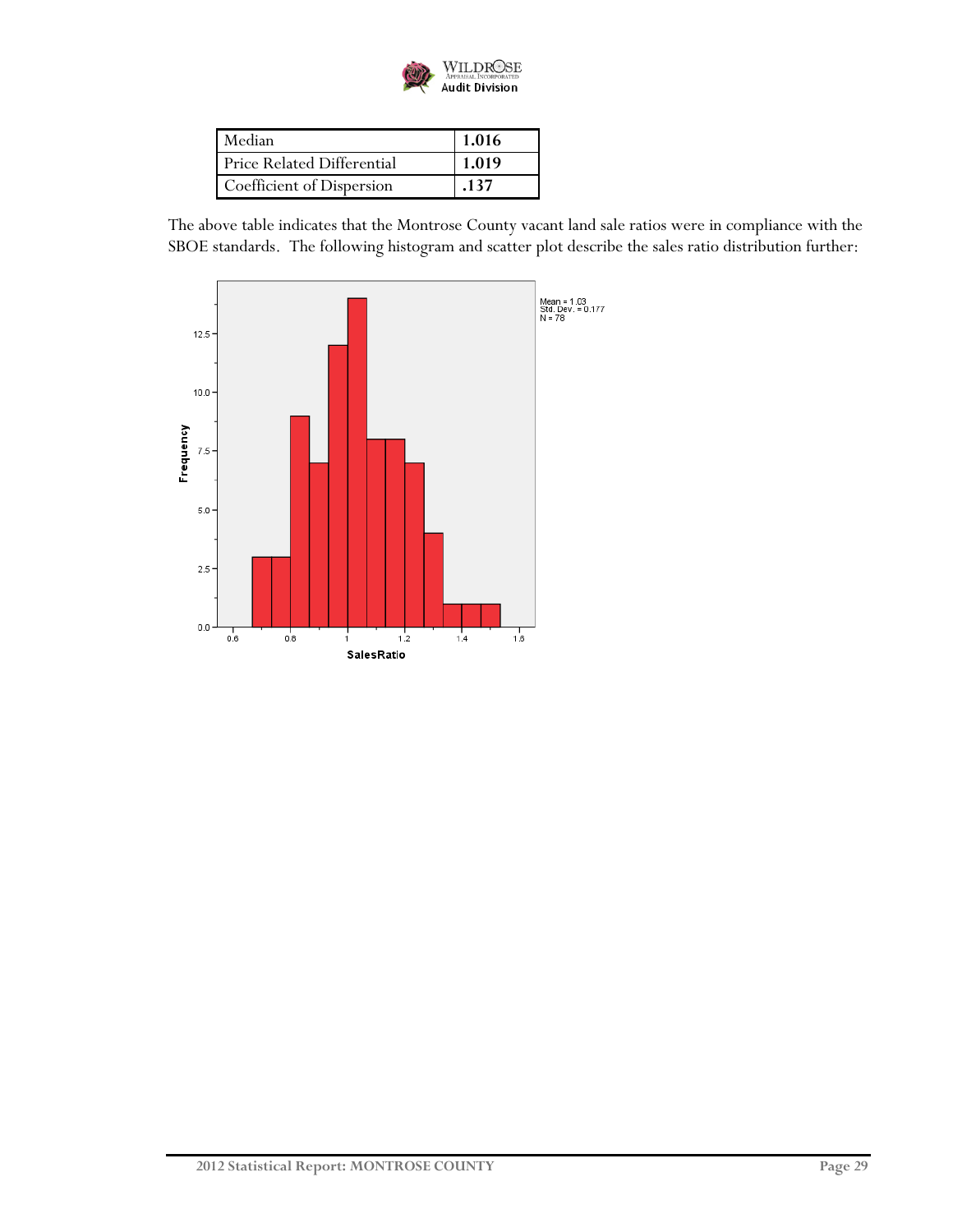| Median | 1.016 |
|---|---|
| Price Related Differential | 1.019 |
| Coefficient of Dispersion | .137 |

The above table indicates that the Montrose County vacant land sale ratios were in compliance with the SBOE standards. The following histogram and scatter plot describe the sales ratio distribution further: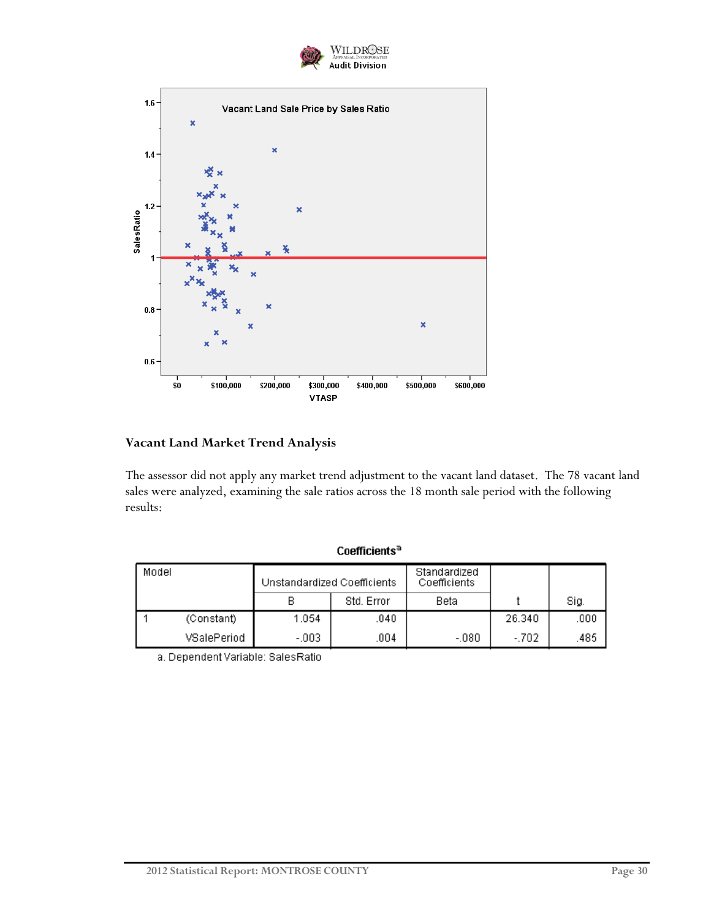Vacant Land Sale Price by Sales Ratio

### Vacant Land Market Trend Analysis

The assessor did not apply any market trend adjustment to the vacant land dataset. The 78 vacant land sales were analyzed, examining the sale ratios across the 18 month sale period with the following results:

**Coefficients[a]**

| Model | | Unstandardized Coefficients | | Standardized Coefficients | t | Sig. |
|---|---|---|---|---|---|---|
| | | B | Std. Error | Beta | | |
| 1 | (Constant) | 1.054 | .040 | | 26.340 | .000 |
| | VSalePeriod | -.003 | .004 | -.080 | -.702 | .485 |

a. Dependent Variable: SalesRatio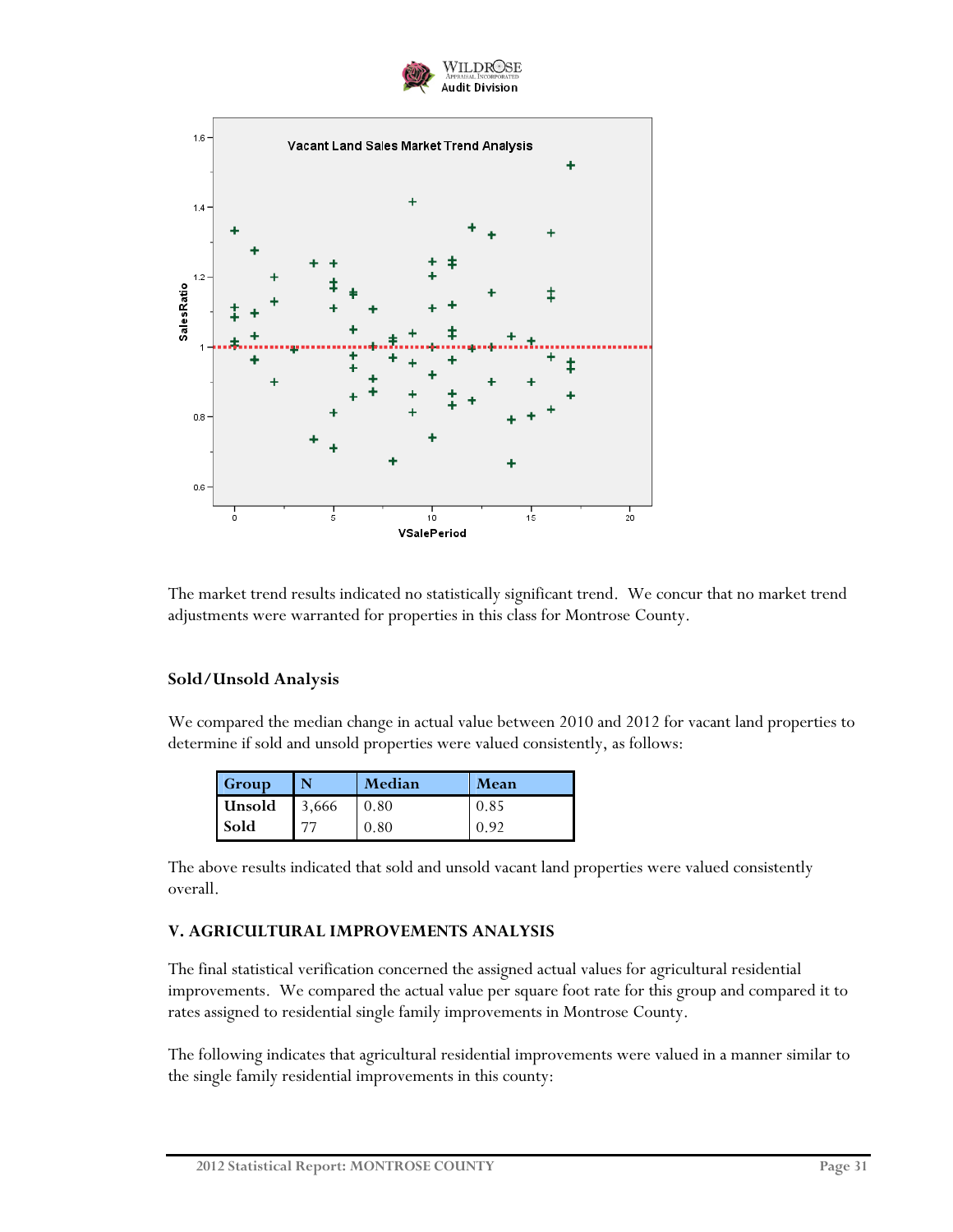The market trend results indicated no statistically significant trend. We concur that no market trend adjustments were warranted for properties in this class for Montrose County.

### Sold/Unsold Analysis

We compared the median change in actual value between 2010 and 2012 for vacant land properties to determine if sold and unsold properties were valued consistently, as follows:

| Group | N | Median | Mean |
|---|---|---|---|
| Unsold | 3,666 | 0.80 | 0.85 |
| Sold | 77 | 0.80 | 0.92 |

The above results indicated that sold and unsold vacant land properties were valued consistently overall.

## V. AGRICULTURAL IMPROVEMENTS ANALYSIS

The final statistical verification concerned the assigned actual values for agricultural residential improvements. We compared the actual value per square foot rate for this group and compared it to rates assigned to residential single family improvements in Montrose County.

The following indicates that agricultural residential improvements were valued in a manner similar to the single family residential improvements in this county: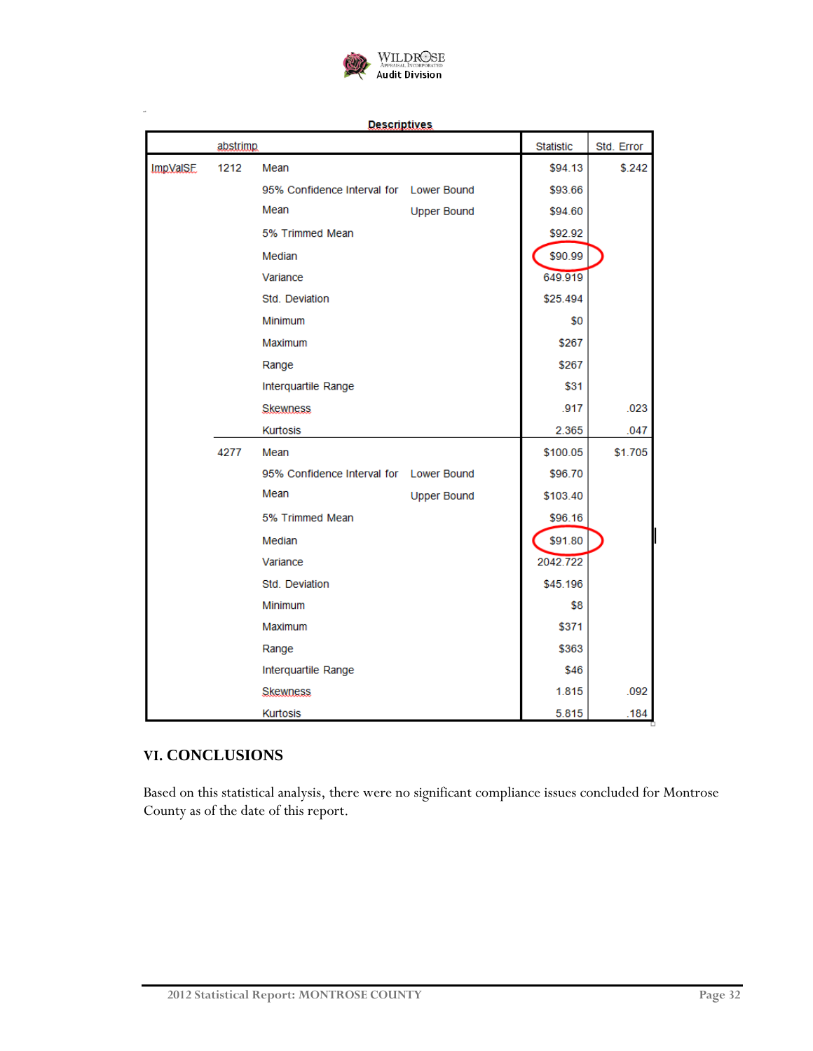**Descriptives**

| | abstrimp | | | Statistic | Std. Error |
|---|---|---|---|---|---|
| ImpValSF | 1212 | Mean | | $94.13 | $.242 |
| | | 95% Confidence Interval for Mean | Lower Bound | $93.66 | |
| | | | Upper Bound | $94.60 | |
| | | 5% Trimmed Mean | | $92.92 | |
| | | Median | | $90.99 | |
| | | Variance | | 649.919 | |
| | | Std. Deviation | | $25.494 | |
| | | Minimum | | $0 | |
| | | Maximum | | $267 | |
| | | Range | | $267 | |
| | | Interquartile Range | | $31 | |
| | | Skewness | | .917 | .023 |
| | | Kurtosis | | 2.365 | .047 |
| | 4277 | Mean | | $100.05 | $1.705 |
| | | 95% Confidence Interval for Mean | Lower Bound | $96.70 | |
| | | | Upper Bound | $103.40 | |
| | | 5% Trimmed Mean | | $96.16 | |
| | | Median | | $91.80 | |
| | | Variance | | 2042.722 | |
| | | Std. Deviation | | $45.196 | |
| | | Minimum | | $8 | |
| | | Maximum | | $371 | |
| | | Range | | $363 | |
| | | Interquartile Range | | $46 | |
| | | Skewness | | 1.815 | .092 |
| | | Kurtosis | | 5.815 | .184 |

## VI. CONCLUSIONS

Based on this statistical analysis, there were no significant compliance issues concluded for Montrose County as of the date of this report.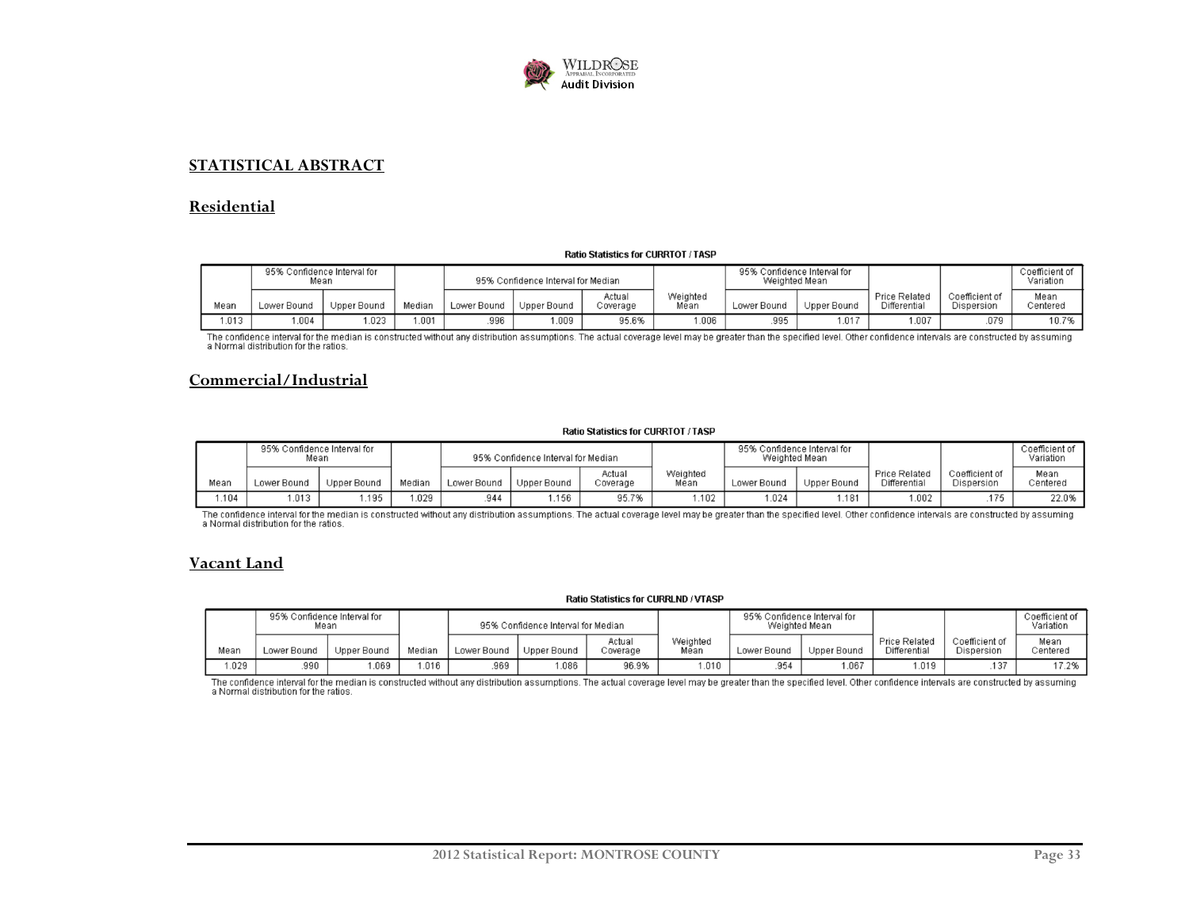## STATISTICAL ABSTRACT

### Residential

**Ratio Statistics for CURRTOT / TASP**

| Mean | 95% Confidence Interval for Mean | | Median | 95% Confidence Interval for Median | | | Weighted Mean | 95% Confidence Interval for Weighted Mean | | Price Related Differential | Coefficient of Dispersion | Coefficient of Variation |
|---|---|---|---|---|---|---|---|---|---|---|---|---|
| | Lower Bound | Upper Bound | | Lower Bound | Upper Bound | Actual Coverage | | Lower Bound | Upper Bound | | | Mean Centered |
| 1.013 | 1.004 | 1.023 | 1.001 | .996 | 1.009 | 95.6% | 1.006 | .995 | 1.017 | 1.007 | .079 | 10.7% |

The confidence interval for the median is constructed without any distribution assumptions. The actual coverage level may be greater than the specified level. Other confidence intervals are constructed by assuming a Normal distribution for the ratios.

### Commercial/Industrial

**Ratio Statistics for CURRTOT / TASP**

| Mean | 95% Confidence Interval for Mean | | Median | 95% Confidence Interval for Median | | | Weighted Mean | 95% Confidence Interval for Weighted Mean | | Price Related Differential | Coefficient of Dispersion | Coefficient of Variation |
|---|---|---|---|---|---|---|---|---|---|---|---|---|
| | Lower Bound | Upper Bound | | Lower Bound | Upper Bound | Actual Coverage | | Lower Bound | Upper Bound | | | Mean Centered |
| 1.104 | 1.013 | 1.195 | 1.029 | .944 | 1.156 | 95.7% | 1.102 | 1.024 | 1.181 | 1.002 | .175 | 22.0% |

The confidence interval for the median is constructed without any distribution assumptions. The actual coverage level may be greater than the specified level. Other confidence intervals are constructed by assuming a Normal distribution for the ratios.

### Vacant Land

**Ratio Statistics for CURRLND / VTASP**

| Mean | 95% Confidence Interval for Mean | | Median | 95% Confidence Interval for Median | | | Weighted Mean | 95% Confidence Interval for Weighted Mean | | Price Related Differential | Coefficient of Dispersion | Coefficient of Variation |
|---|---|---|---|---|---|---|---|---|---|---|---|---|
| | Lower Bound | Upper Bound | | Lower Bound | Upper Bound | Actual Coverage | | Lower Bound | Upper Bound | | | Mean Centered |
| 1.029 | .990 | 1.069 | 1.016 | .969 | 1.086 | 96.9% | 1.010 | .954 | 1.067 | 1.019 | .137 | 17.2% |

The confidence interval for the median is constructed without any distribution assumptions. The actual coverage level may be greater than the specified level. Other confidence intervals are constructed by assuming a Normal distribution for the ratios.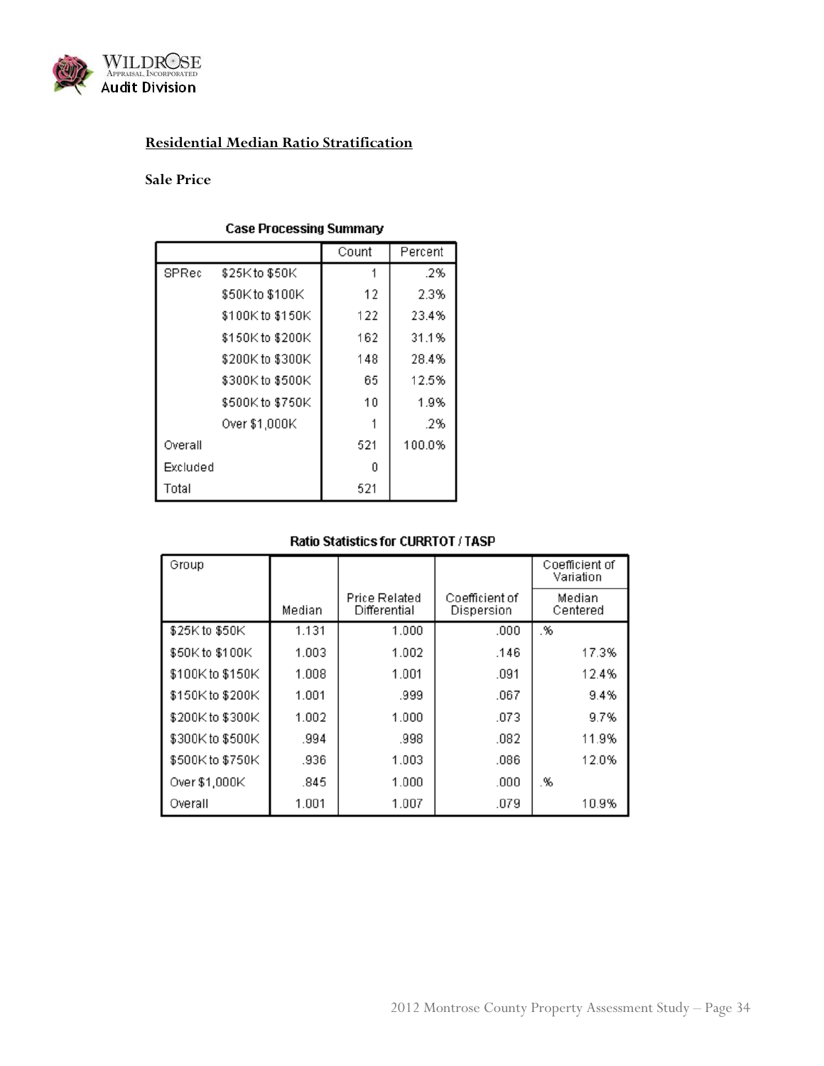## Residential Median Ratio Stratification

### Sale Price

**Case Processing Summary**

| | | Count | Percent |
|---|---|---|---|
| SPRec | $25K to $50K | 1 | .2% |
| | $50K to $100K | 12 | 2.3% |
| | $100K to $150K | 122 | 23.4% |
| | $150K to $200K | 162 | 31.1% |
| | $200K to $300K | 148 | 28.4% |
| | $300K to $500K | 65 | 12.5% |
| | $500K to $750K | 10 | 1.9% |
| | Over $1,000K | 1 | .2% |
| Overall | | 521 | 100.0% |
| Excluded | | 0 | |
| Total | | 521 | |

**Ratio Statistics for CURRTOT / TASP**

| Group | | | | Coefficient of Variation |
|---|---|---|---|---|
| | Median | Price Related Differential | Coefficient of Dispersion | Median Centered |
| $25K to $50K | 1.131 | 1.000 | .000 | .% |
| $50K to $100K | 1.003 | 1.002 | .146 | 17.3% |
| $100K to $150K | 1.008 | 1.001 | .091 | 12.4% |
| $150K to $200K | 1.001 | .999 | .067 | 9.4% |
| $200K to $300K | 1.002 | 1.000 | .073 | 9.7% |
| $300K to $500K | .994 | .998 | .082 | 11.9% |
| $500K to $750K | .936 | 1.003 | .086 | 12.0% |
| Over $1,000K | .845 | 1.000 | .000 | .% |
| Overall | 1.001 | 1.007 | .079 | 10.9% |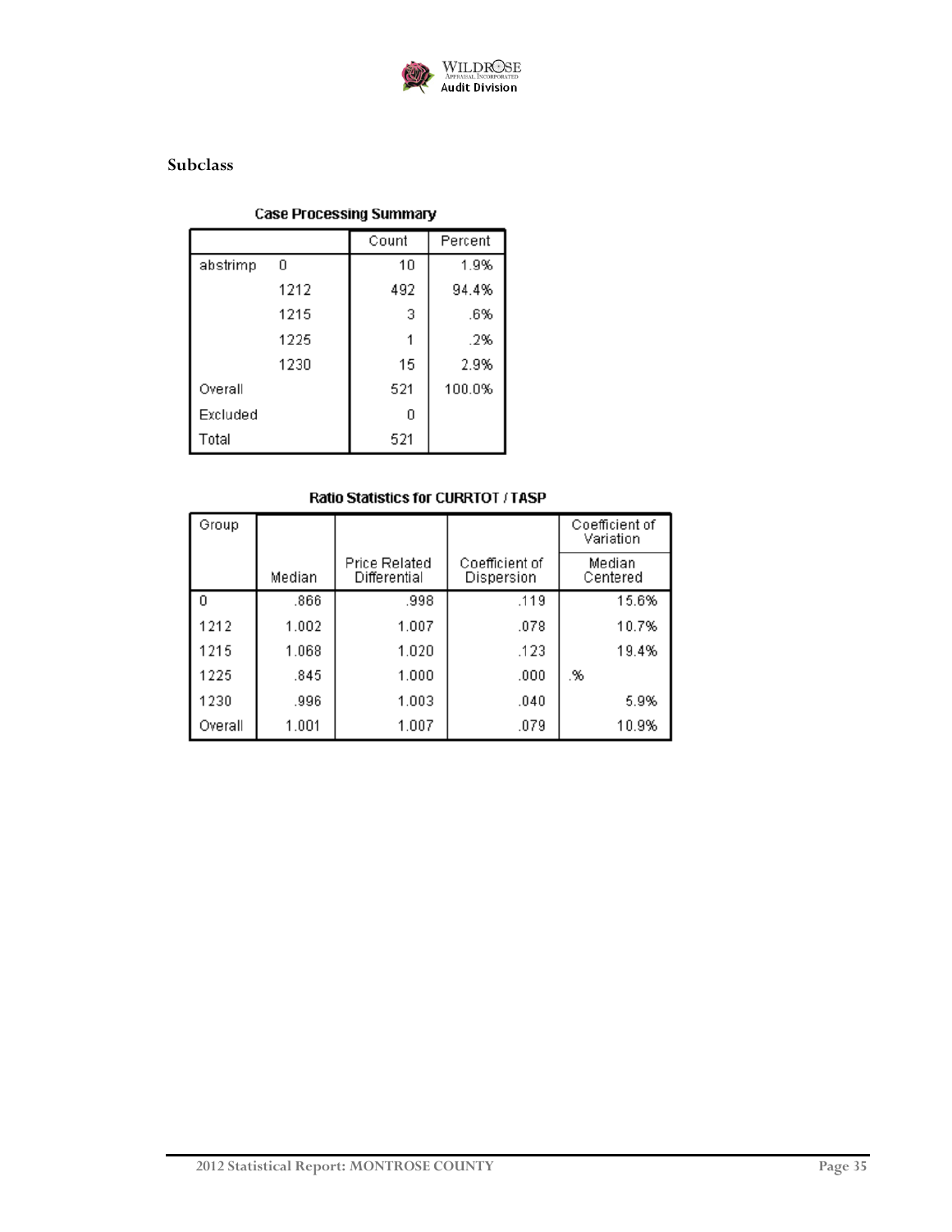## Subclass

**Case Processing Summary**

| | | Count | Percent |
|---|---|---|---|
| abstrimp | 0 | 10 | 1.9% |
| | 1212 | 492 | 94.4% |
| | 1215 | 3 | .6% |
| | 1225 | 1 | .2% |
| | 1230 | 15 | 2.9% |
| Overall | | 521 | 100.0% |
| Excluded | | 0 | |
| Total | | 521 | |

**Ratio Statistics for CURRTOT / TASP**

| Group | | | | Coefficient of Variation |
|---|---|---|---|---|
| | Median | Price Related Differential | Coefficient of Dispersion | Median Centered |
| 0 | .866 | .998 | .119 | 15.6% |
| 1212 | 1.002 | 1.007 | .078 | 10.7% |
| 1215 | 1.068 | 1.020 | .123 | 19.4% |
| 1225 | .845 | 1.000 | .000 | .% |
| 1230 | .996 | 1.003 | .040 | 5.9% |
| Overall | 1.001 | 1.007 | .079 | 10.9% |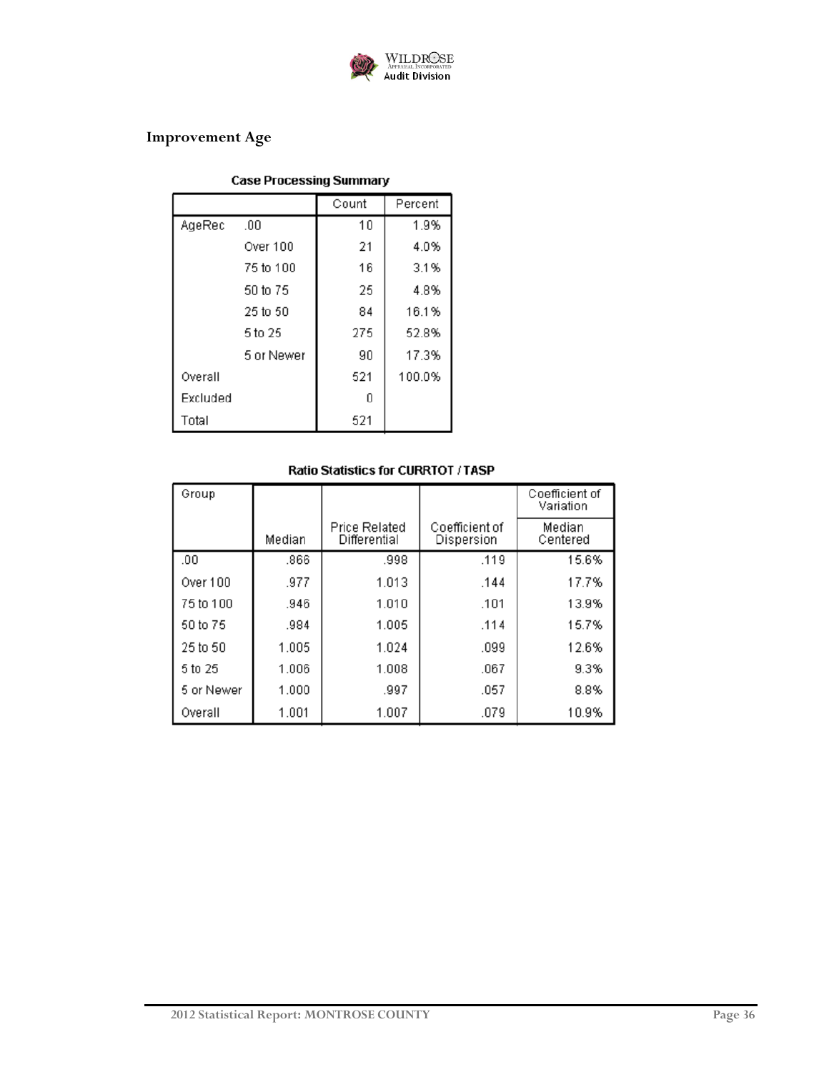## Improvement Age

**Case Processing Summary**

| | | Count | Percent |
|---|---|---|---|
| AgeRec | .00 | 10 | 1.9% |
| | Over 100 | 21 | 4.0% |
| | 75 to 100 | 16 | 3.1% |
| | 50 to 75 | 25 | 4.8% |
| | 25 to 50 | 84 | 16.1% |
| | 5 to 25 | 275 | 52.8% |
| | 5 or Newer | 90 | 17.3% |
| Overall | | 521 | 100.0% |
| Excluded | | 0 | |
| Total | | 521 | |

**Ratio Statistics for CURRTOT / TASP**

| Group | | | | Coefficient of Variation |
|---|---|---|---|---|
| | Median | Price Related Differential | Coefficient of Dispersion | Median Centered |
| .00 | .866 | .998 | .119 | 15.6% |
| Over 100 | .977 | 1.013 | .144 | 17.7% |
| 75 to 100 | .946 | 1.010 | .101 | 13.9% |
| 50 to 75 | .984 | 1.005 | .114 | 15.7% |
| 25 to 50 | 1.005 | 1.024 | .099 | 12.6% |
| 5 to 25 | 1.006 | 1.008 | .067 | 9.3% |
| 5 or Newer | 1.000 | .997 | .057 | 8.8% |
| Overall | 1.001 | 1.007 | .079 | 10.9% |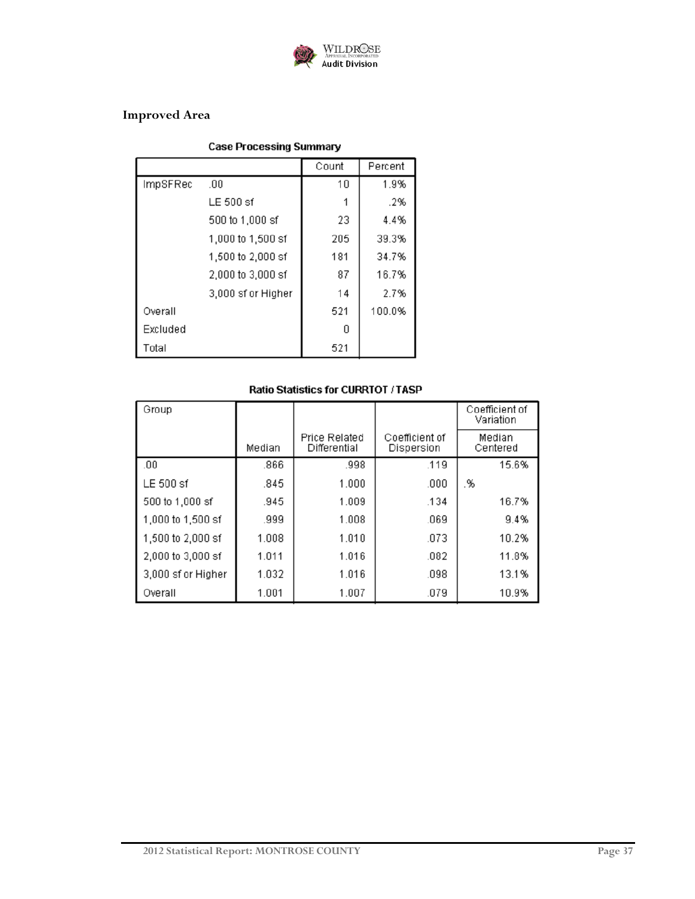## Improved Area

**Case Processing Summary**

| | | Count | Percent |
|---|---|---|---|
| ImpSFRec | .00 | 10 | 1.9% |
| | LE 500 sf | 1 | .2% |
| | 500 to 1,000 sf | 23 | 4.4% |
| | 1,000 to 1,500 sf | 205 | 39.3% |
| | 1,500 to 2,000 sf | 181 | 34.7% |
| | 2,000 to 3,000 sf | 87 | 16.7% |
| | 3,000 sf or Higher | 14 | 2.7% |
| Overall | | 521 | 100.0% |
| Excluded | | 0 | |
| Total | | 521 | |

**Ratio Statistics for CURRTOT / TASP**

| Group | | | | Coefficient of Variation |
|---|---|---|---|---|
| | Median | Price Related Differential | Coefficient of Dispersion | Median Centered |
| .00 | .866 | .998 | .119 | 15.6% |
| LE 500 sf | .845 | 1.000 | .000 | .% |
| 500 to 1,000 sf | .945 | 1.009 | .134 | 16.7% |
| 1,000 to 1,500 sf | .999 | 1.008 | .069 | 9.4% |
| 1,500 to 2,000 sf | 1.008 | 1.010 | .073 | 10.2% |
| 2,000 to 3,000 sf | 1.011 | 1.016 | .082 | 11.8% |
| 3,000 sf or Higher | 1.032 | 1.016 | .098 | 13.1% |
| Overall | 1.001 | 1.007 | .079 | 10.9% |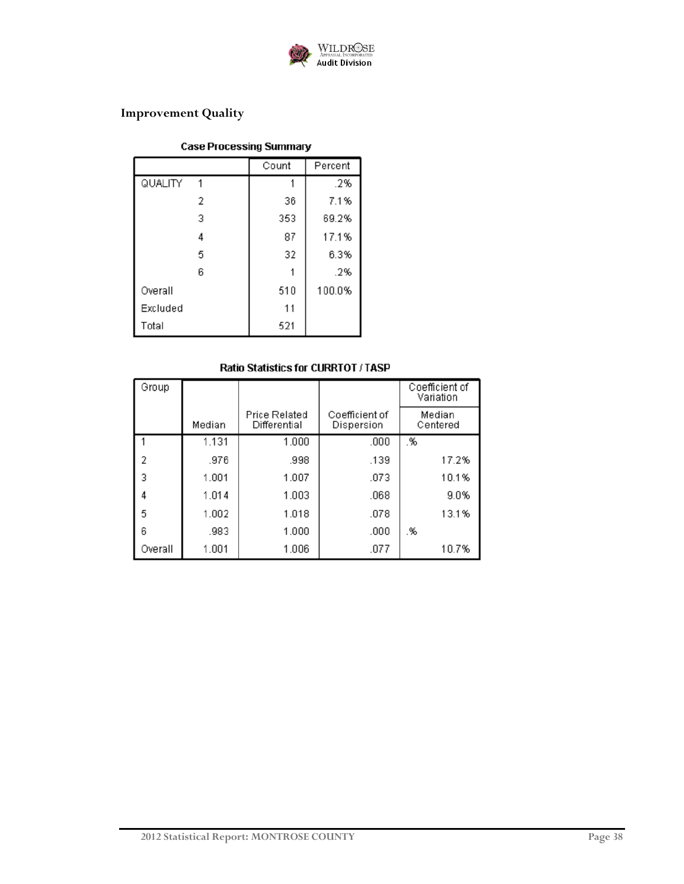## Improvement Quality

**Case Processing Summary**

| | | Count | Percent |
|---|---|---|---|
| QUALITY | 1 | 1 | .2% |
| | 2 | 36 | 7.1% |
| | 3 | 353 | 69.2% |
| | 4 | 87 | 17.1% |
| | 5 | 32 | 6.3% |
| | 6 | 1 | .2% |
| Overall | | 510 | 100.0% |
| Excluded | | 11 | |
| Total | | 521 | |

**Ratio Statistics for CURRTOT / TASP**

| Group | | | | Coefficient of Variation |
|---|---|---|---|---|
| | Median | Price Related Differential | Coefficient of Dispersion | Median Centered |
| 1 | 1.131 | 1.000 | .000 | .% |
| 2 | .976 | .998 | .139 | 17.2% |
| 3 | 1.001 | 1.007 | .073 | 10.1% |
| 4 | 1.014 | 1.003 | .068 | 9.0% |
| 5 | 1.002 | 1.018 | .078 | 13.1% |
| 6 | .983 | 1.000 | .000 | .% |
| Overall | 1.001 | 1.006 | .077 | 10.7% |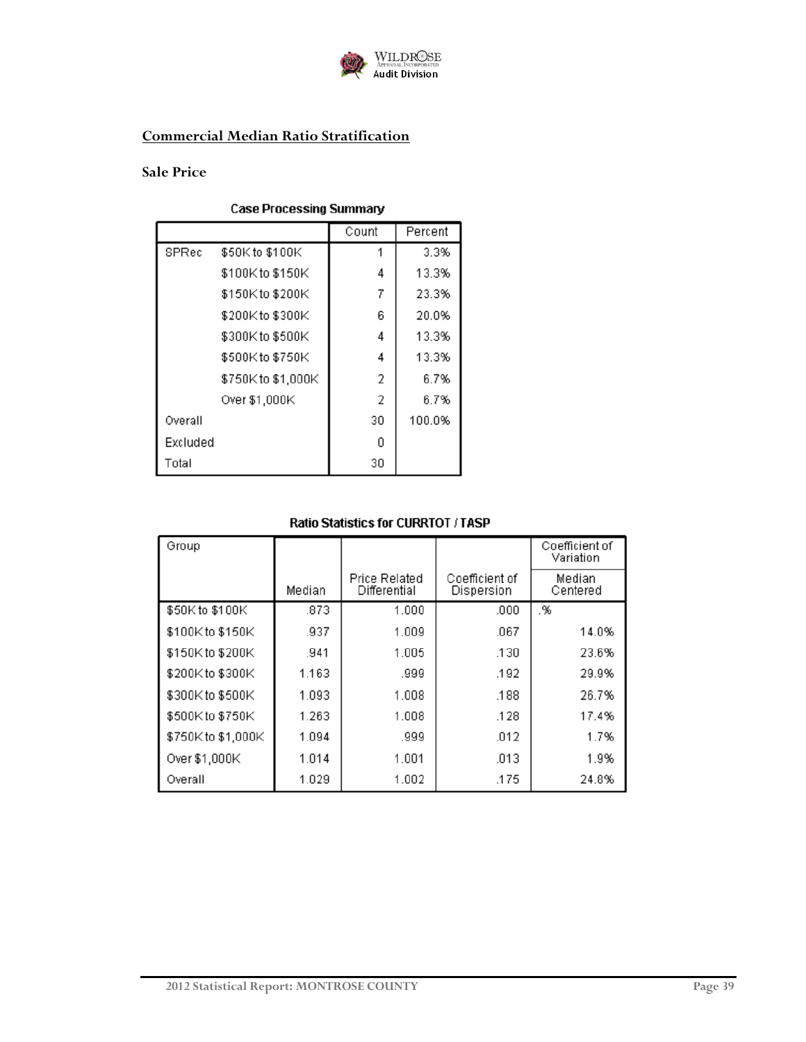## Commercial Median Ratio Stratification

### Sale Price

**Case Processing Summary**

| | | Count | Percent |
|---|---|---|---|
| SPRec | $50K to $100K | 1 | 3.3% |
| | $100K to $150K | 4 | 13.3% |
| | $150K to $200K | 7 | 23.3% |
| | $200K to $300K | 6 | 20.0% |
| | $300K to $500K | 4 | 13.3% |
| | $500K to $750K | 4 | 13.3% |
| | $750K to $1,000K | 2 | 6.7% |
| | Over $1,000K | 2 | 6.7% |
| Overall | | 30 | 100.0% |
| Excluded | | 0 | |
| Total | | 30 | |

**Ratio Statistics for CURRTOT / TASP**

| Group | Median | Price Related Differential | Coefficient of Dispersion | Coefficient of Variation Median Centered |
|---|---|---|---|---|
| $50K to $100K | .873 | 1.000 | .000 | .% |
| $100K to $150K | .937 | 1.009 | .067 | 14.0% |
| $150K to $200K | .941 | 1.005 | .130 | 23.6% |
| $200K to $300K | 1.163 | .999 | .192 | 29.9% |
| $300K to $500K | 1.093 | 1.008 | .188 | 26.7% |
| $500K to $750K | 1.263 | 1.008 | .128 | 17.4% |
| $750K to $1,000K | 1.094 | .999 | .012 | 1.7% |
| Over $1,000K | 1.014 | 1.001 | .013 | 1.9% |
| Overall | 1.029 | 1.002 | .175 | 24.8% |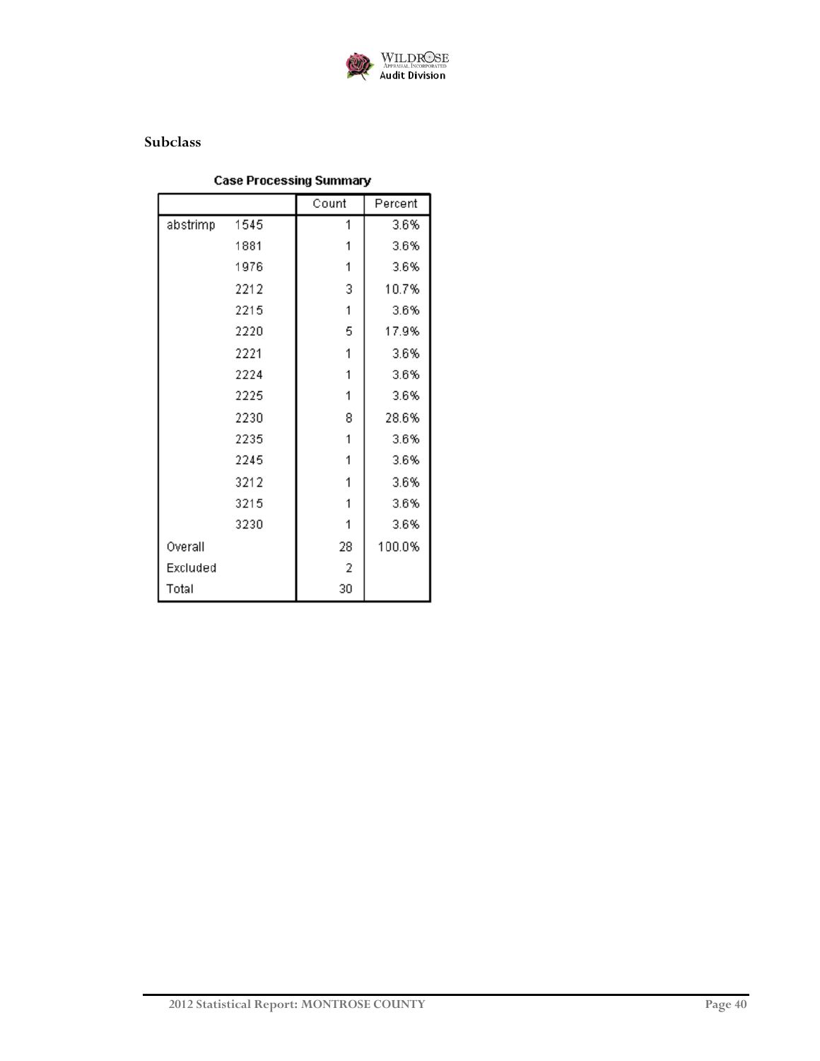## Subclass

**Case Processing Summary**

| | | Count | Percent |
|---|---|---|---|
| abstrimp | 1545 | 1 | 3.6% |
| | 1881 | 1 | 3.6% |
| | 1976 | 1 | 3.6% |
| | 2212 | 3 | 10.7% |
| | 2215 | 1 | 3.6% |
| | 2220 | 5 | 17.9% |
| | 2221 | 1 | 3.6% |
| | 2224 | 1 | 3.6% |
| | 2225 | 1 | 3.6% |
| | 2230 | 8 | 28.6% |
| | 2235 | 1 | 3.6% |
| | 2245 | 1 | 3.6% |
| | 3212 | 1 | 3.6% |
| | 3215 | 1 | 3.6% |
| | 3230 | 1 | 3.6% |
| Overall | | 28 | 100.0% |
| Excluded | | 2 | |
| Total | | 30 | |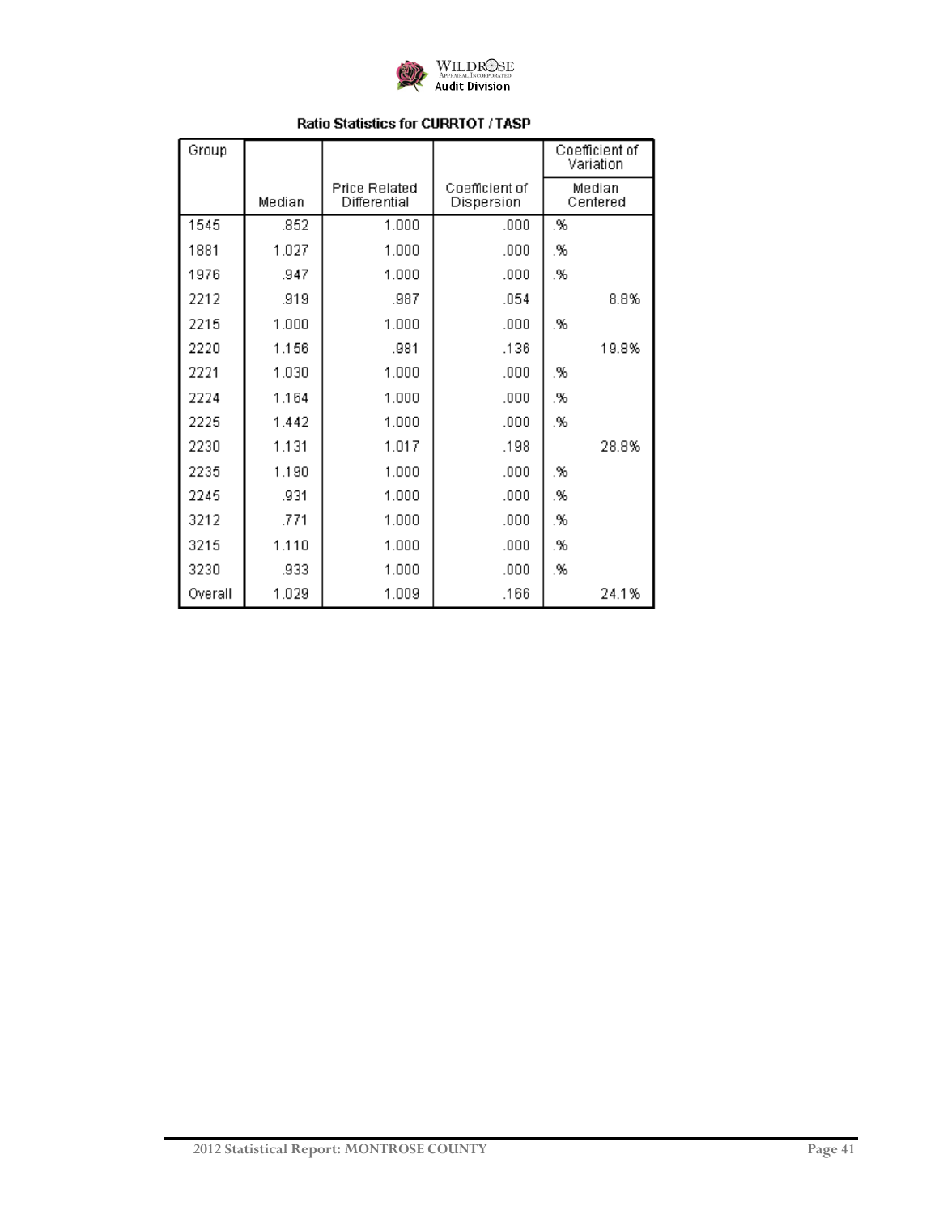### Ratio Statistics for CURRTOT / TASP

| Group | Median | Price Related Differential | Coefficient of Dispersion | Coefficient of Variation |
|---|---|---|---|---|
| | | | | Median Centered |
| 1545 | .852 | 1.000 | .000 | .% |
| 1881 | 1.027 | 1.000 | .000 | .% |
| 1976 | .947 | 1.000 | .000 | .% |
| 2212 | .919 | .987 | .054 | 8.8% |
| 2215 | 1.000 | 1.000 | .000 | .% |
| 2220 | 1.156 | .981 | .136 | 19.8% |
| 2221 | 1.030 | 1.000 | .000 | .% |
| 2224 | 1.164 | 1.000 | .000 | .% |
| 2225 | 1.442 | 1.000 | .000 | .% |
| 2230 | 1.131 | 1.017 | .198 | 28.8% |
| 2235 | 1.190 | 1.000 | .000 | .% |
| 2245 | .931 | 1.000 | .000 | .% |
| 3212 | .771 | 1.000 | .000 | .% |
| 3215 | 1.110 | 1.000 | .000 | .% |
| 3230 | .933 | 1.000 | .000 | .% |
| Overall | 1.029 | 1.009 | .166 | 24.1% |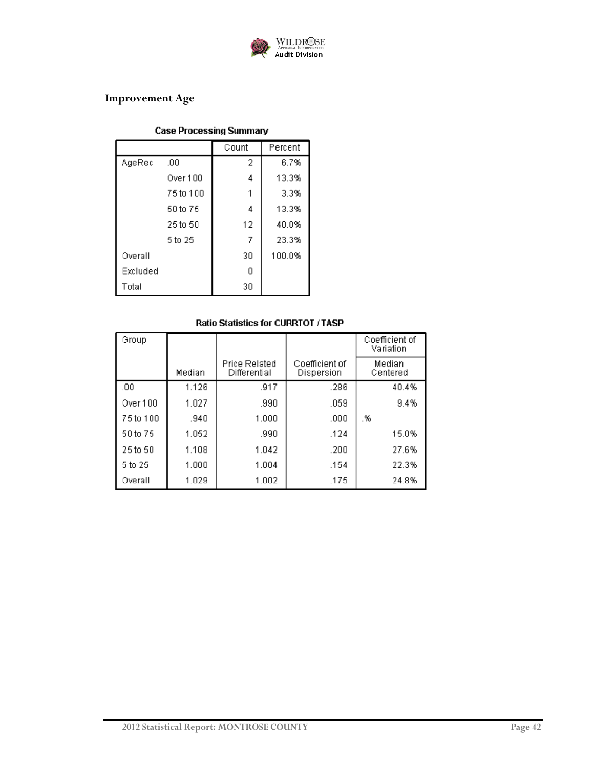## Improvement Age

**Case Processing Summary**

| | | Count | Percent |
|---|---|---|---|
| AgeRec | .00 | 2 | 6.7% |
| | Over 100 | 4 | 13.3% |
| | 75 to 100 | 1 | 3.3% |
| | 50 to 75 | 4 | 13.3% |
| | 25 to 50 | 12 | 40.0% |
| | 5 to 25 | 7 | 23.3% |
| Overall | | 30 | 100.0% |
| Excluded | | 0 | |
| Total | | 30 | |

**Ratio Statistics for CURRTOT / TASP**

| Group | | | | Coefficient of Variation |
|---|---|---|---|---|
| | Median | Price Related Differential | Coefficient of Dispersion | Median Centered |
| .00 | 1.126 | .917 | .286 | 40.4% |
| Over 100 | 1.027 | .990 | .059 | 9.4% |
| 75 to 100 | .940 | 1.000 | .000 | .% |
| 50 to 75 | 1.052 | .990 | .124 | 15.0% |
| 25 to 50 | 1.108 | 1.042 | .200 | 27.6% |
| 5 to 25 | 1.000 | 1.004 | .154 | 22.3% |
| Overall | 1.029 | 1.002 | .175 | 24.8% |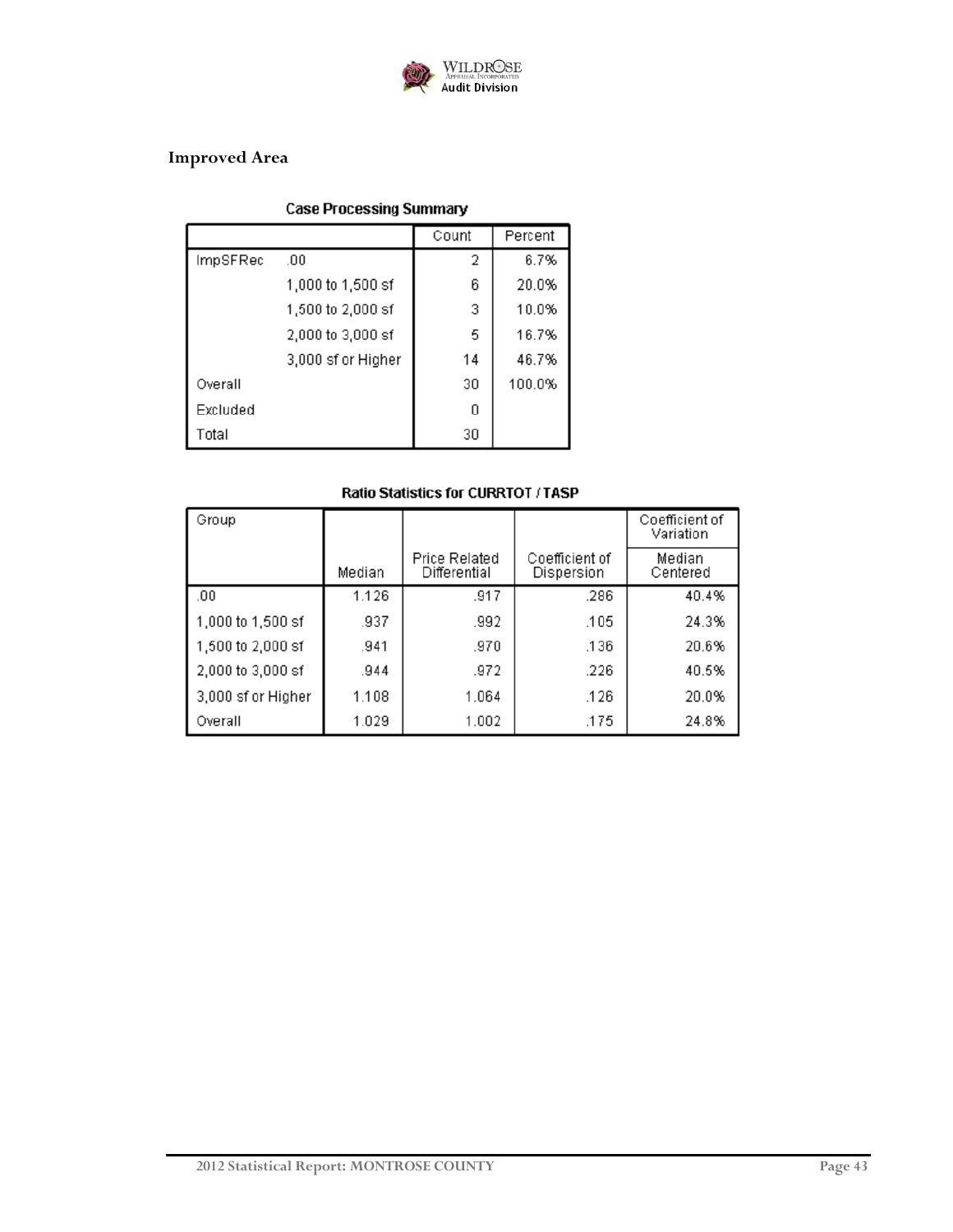## Improved Area

**Case Processing Summary**

| | | Count | Percent |
|---|---|---|---|
| ImpSFRec | .00 | 2 | 6.7% |
| | 1,000 to 1,500 sf | 6 | 20.0% |
| | 1,500 to 2,000 sf | 3 | 10.0% |
| | 2,000 to 3,000 sf | 5 | 16.7% |
| | 3,000 sf or Higher | 14 | 46.7% |
| Overall | | 30 | 100.0% |
| Excluded | | 0 | |
| Total | | 30 | |

**Ratio Statistics for CURRTOT / TASP**

| Group | | | | Coefficient of Variation |
|---|---|---|---|---|
| | Median | Price Related Differential | Coefficient of Dispersion | Median Centered |
| .00 | 1.126 | .917 | .286 | 40.4% |
| 1,000 to 1,500 sf | .937 | .992 | .105 | 24.3% |
| 1,500 to 2,000 sf | .941 | .970 | .136 | 20.6% |
| 2,000 to 3,000 sf | .944 | .972 | .226 | 40.5% |
| 3,000 sf or Higher | 1.108 | 1.064 | .126 | 20.0% |
| Overall | 1.029 | 1.002 | .175 | 24.8% |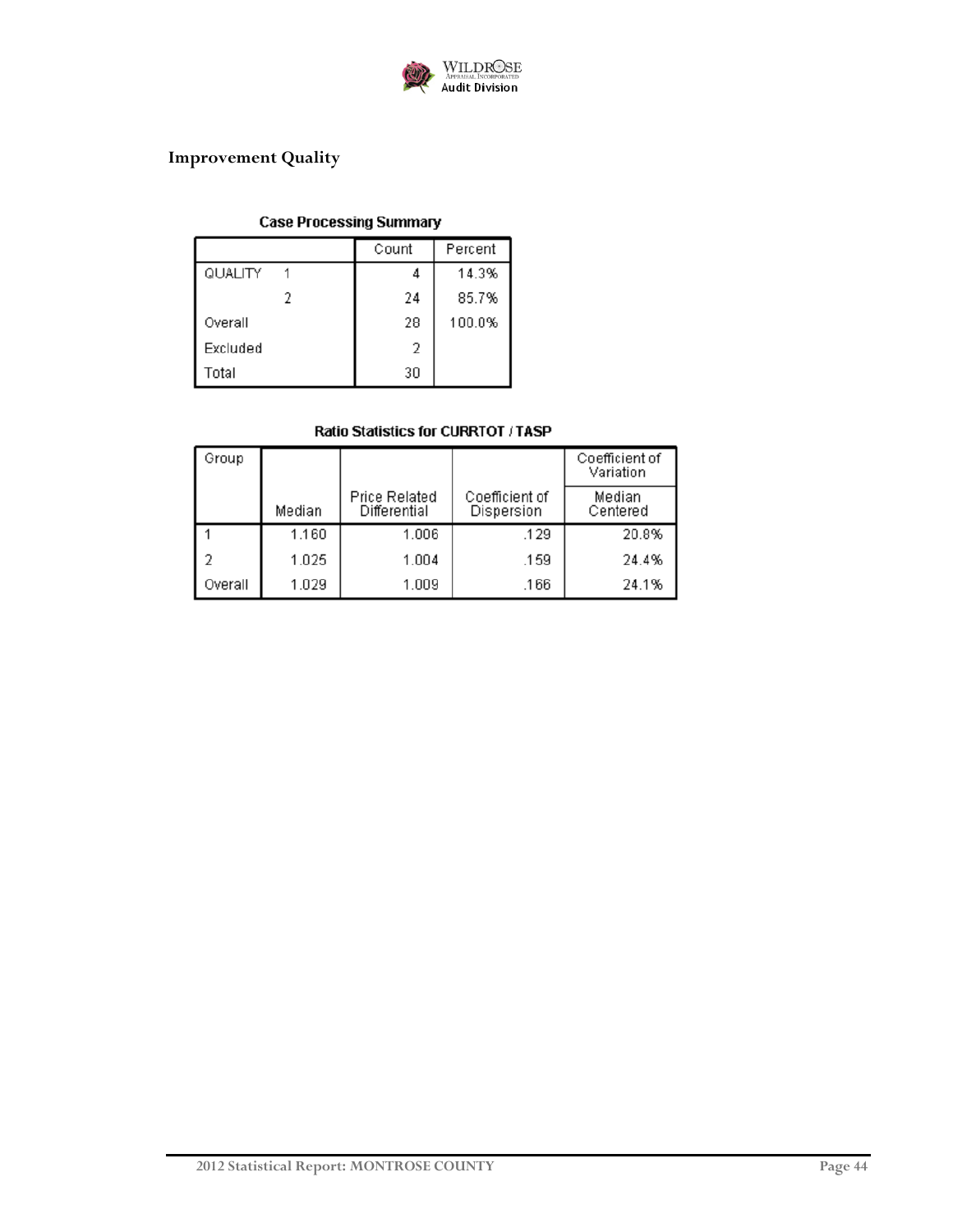## Improvement Quality

**Case Processing Summary**

| | | Count | Percent |
|---|---|---|---|
| QUALITY | 1 | 4 | 14.3% |
| | 2 | 24 | 85.7% |
| Overall | | 28 | 100.0% |
| Excluded | | 2 | |
| Total | | 30 | |

**Ratio Statistics for CURRTOT / TASP**

| Group | | | | Coefficient of Variation |
|---|---|---|---|---|
| | Median | Price Related Differential | Coefficient of Dispersion | Median Centered |
| 1 | 1.160 | 1.006 | .129 | 20.8% |
| 2 | 1.025 | 1.004 | .159 | 24.4% |
| Overall | 1.029 | 1.009 | .166 | 24.1% |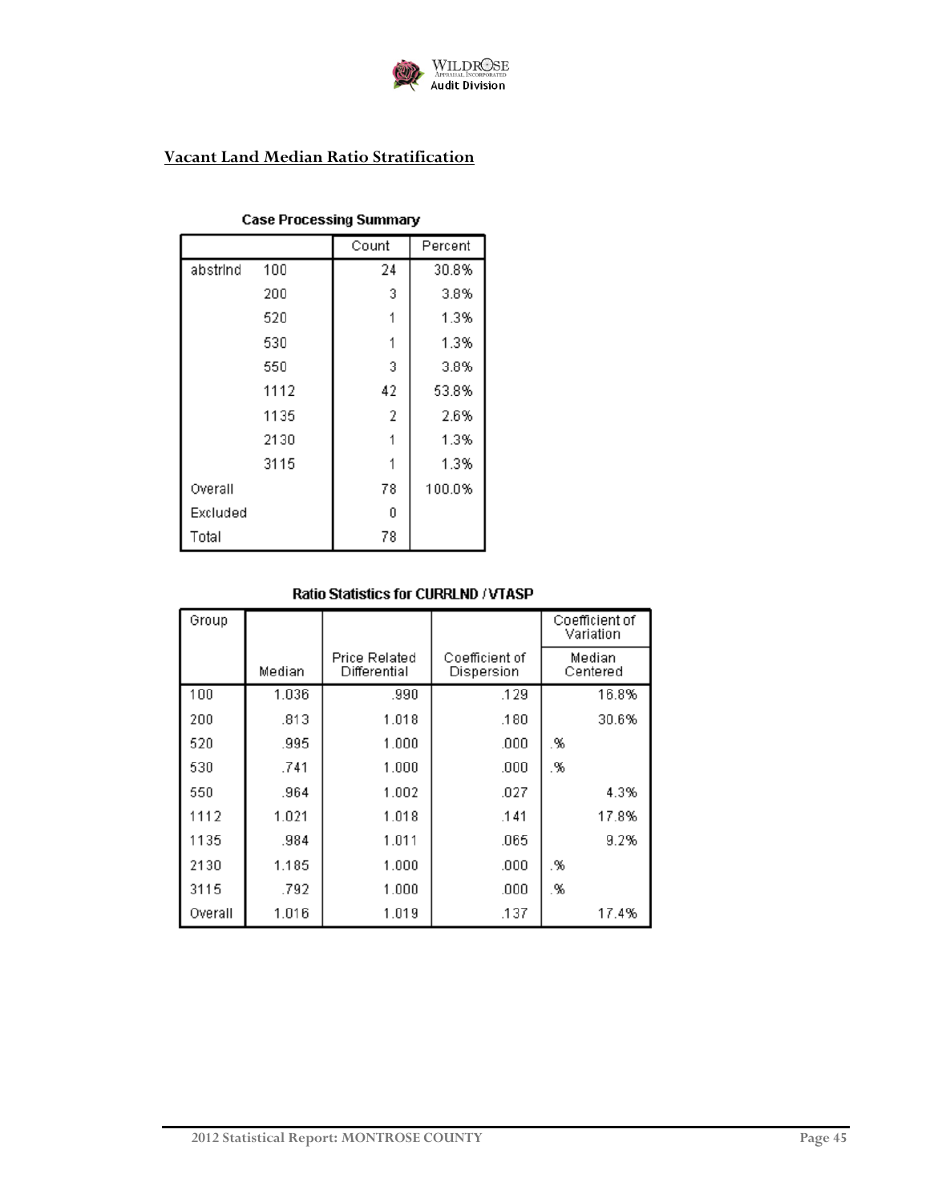## Vacant Land Median Ratio Stratification

**Case Processing Summary**

| | | Count | Percent |
|---|---|---|---|
| abstrlnd | 100 | 24 | 30.8% |
| | 200 | 3 | 3.8% |
| | 520 | 1 | 1.3% |
| | 530 | 1 | 1.3% |
| | 550 | 3 | 3.8% |
| | 1112 | 42 | 53.8% |
| | 1135 | 2 | 2.6% |
| | 2130 | 1 | 1.3% |
| | 3115 | 1 | 1.3% |
| Overall | | 78 | 100.0% |
| Excluded | | 0 | |
| Total | | 78 | |

**Ratio Statistics for CURRLND / VTASP**

| Group | | | | Coefficient of Variation |
|---|---|---|---|---|
| | Median | Price Related Differential | Coefficient of Dispersion | Median Centered |
| 100 | 1.036 | .990 | .129 | 16.8% |
| 200 | .813 | 1.018 | .180 | 30.6% |
| 520 | .995 | 1.000 | .000 | .% |
| 530 | .741 | 1.000 | .000 | .% |
| 550 | .964 | 1.002 | .027 | 4.3% |
| 1112 | 1.021 | 1.018 | .141 | 17.8% |
| 1135 | .984 | 1.011 | .065 | 9.2% |
| 2130 | 1.185 | 1.000 | .000 | .% |
| 3115 | .792 | 1.000 | .000 | .% |
| Overall | 1.016 | 1.019 | .137 | 17.4% |